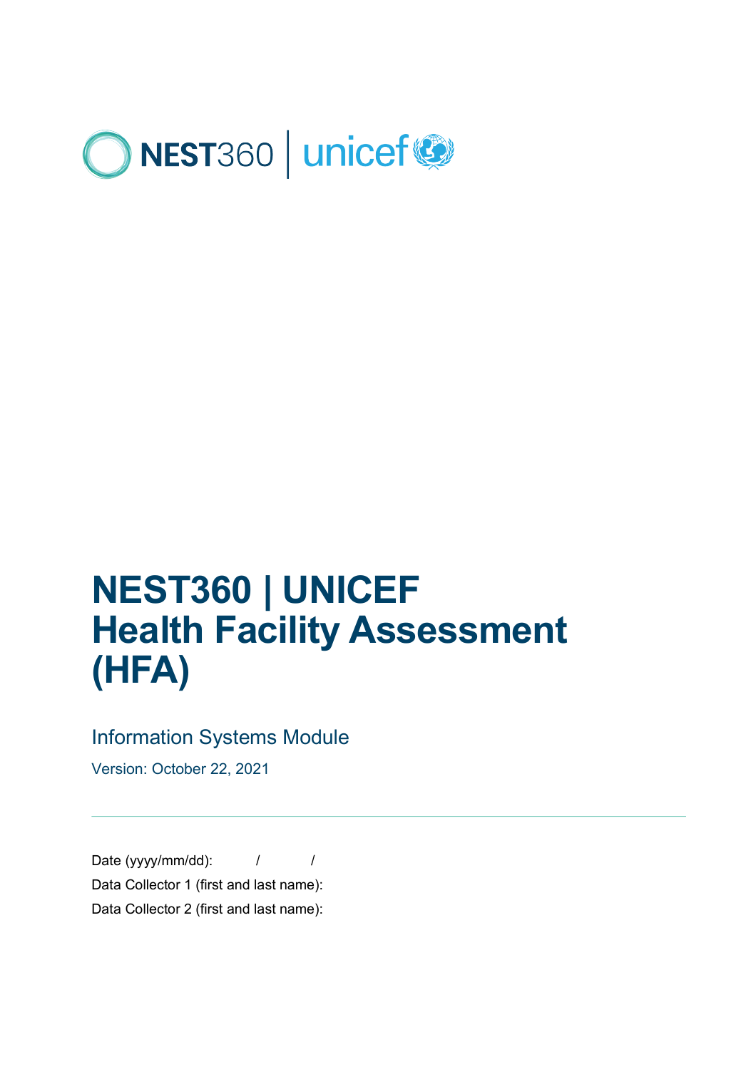NEST360 | unicef

# NEST360 | UNICEF
# Health Facility Assessment (HFA)

## Information Systems Module

Version: October 22, 2021

---

Date (yyyy/mm/dd): / /

Data Collector 1 (first and last name):

Data Collector 2 (first and last name):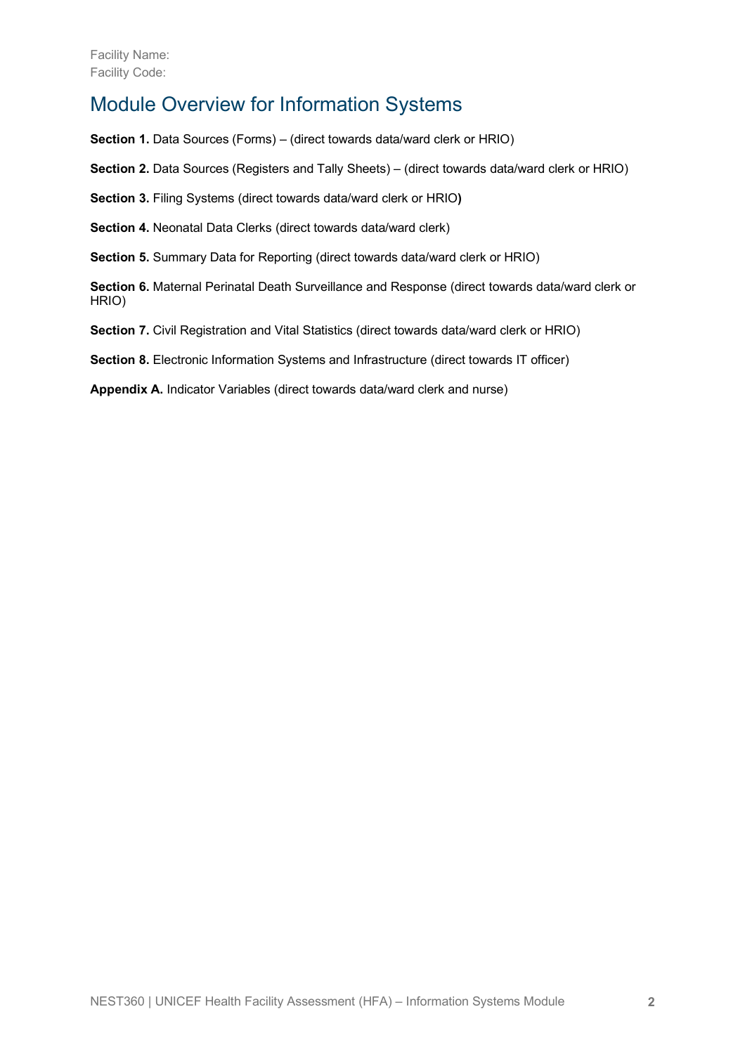Facility Name:
Facility Code:

# Module Overview for Information Systems

**Section 1.** Data Sources (Forms) – (direct towards data/ward clerk or HRIO)

**Section 2.** Data Sources (Registers and Tally Sheets) – (direct towards data/ward clerk or HRIO)

**Section 3.** Filing Systems (direct towards data/ward clerk or HRIO**)**

**Section 4.** Neonatal Data Clerks (direct towards data/ward clerk)

**Section 5.** Summary Data for Reporting (direct towards data/ward clerk or HRIO)

**Section 6.** Maternal Perinatal Death Surveillance and Response (direct towards data/ward clerk or HRIO)

**Section 7.** Civil Registration and Vital Statistics (direct towards data/ward clerk or HRIO)

**Section 8.** Electronic Information Systems and Infrastructure (direct towards IT officer)

**Appendix A.** Indicator Variables (direct towards data/ward clerk and nurse)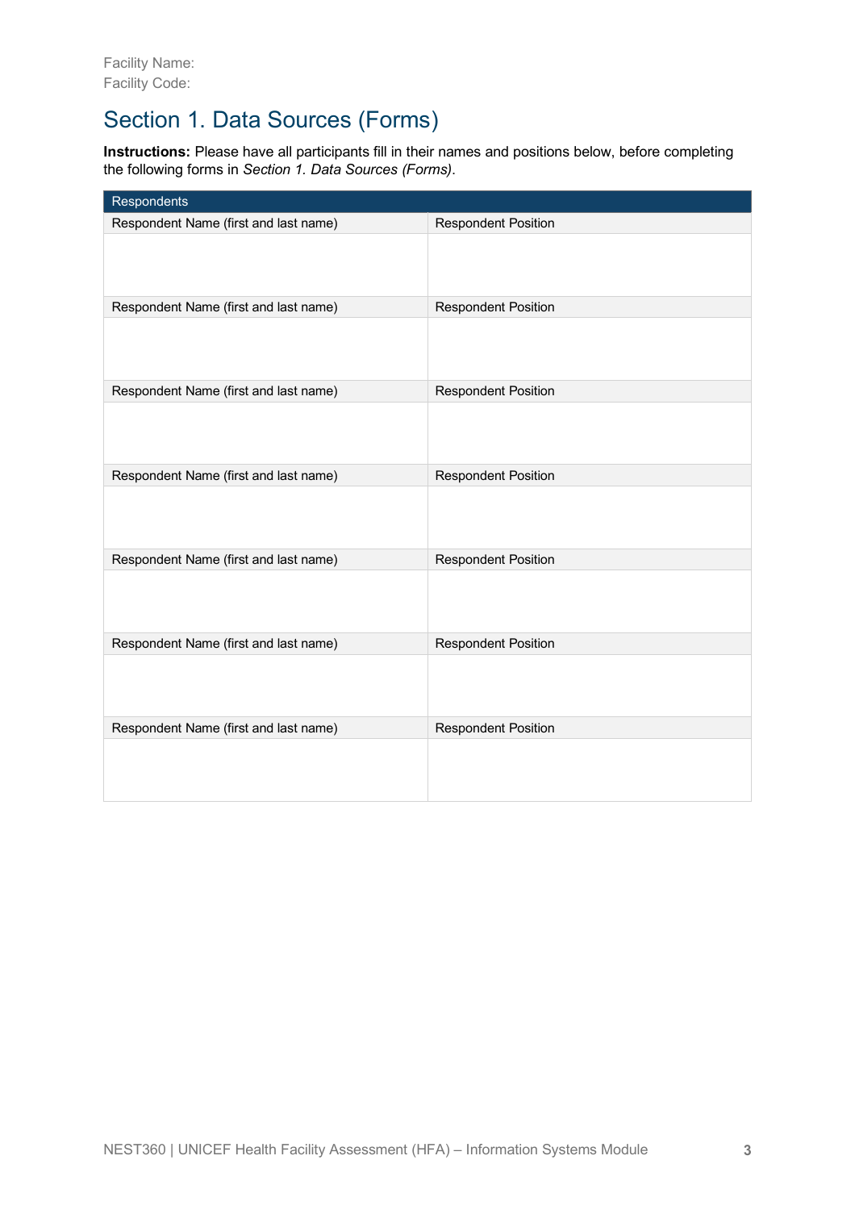Facility Name:
Facility Code:

# Section 1. Data Sources (Forms)

**Instructions:** Please have all participants fill in their names and positions below, before completing the following forms in *Section 1. Data Sources (Forms)*.

| Respondents | |
|---|---|
| Respondent Name (first and last name) | Respondent Position |
| | |
| Respondent Name (first and last name) | Respondent Position |
| | |
| Respondent Name (first and last name) | Respondent Position |
| | |
| Respondent Name (first and last name) | Respondent Position |
| | |
| Respondent Name (first and last name) | Respondent Position |
| | |
| Respondent Name (first and last name) | Respondent Position |
| | |
| Respondent Name (first and last name) | Respondent Position |
| | |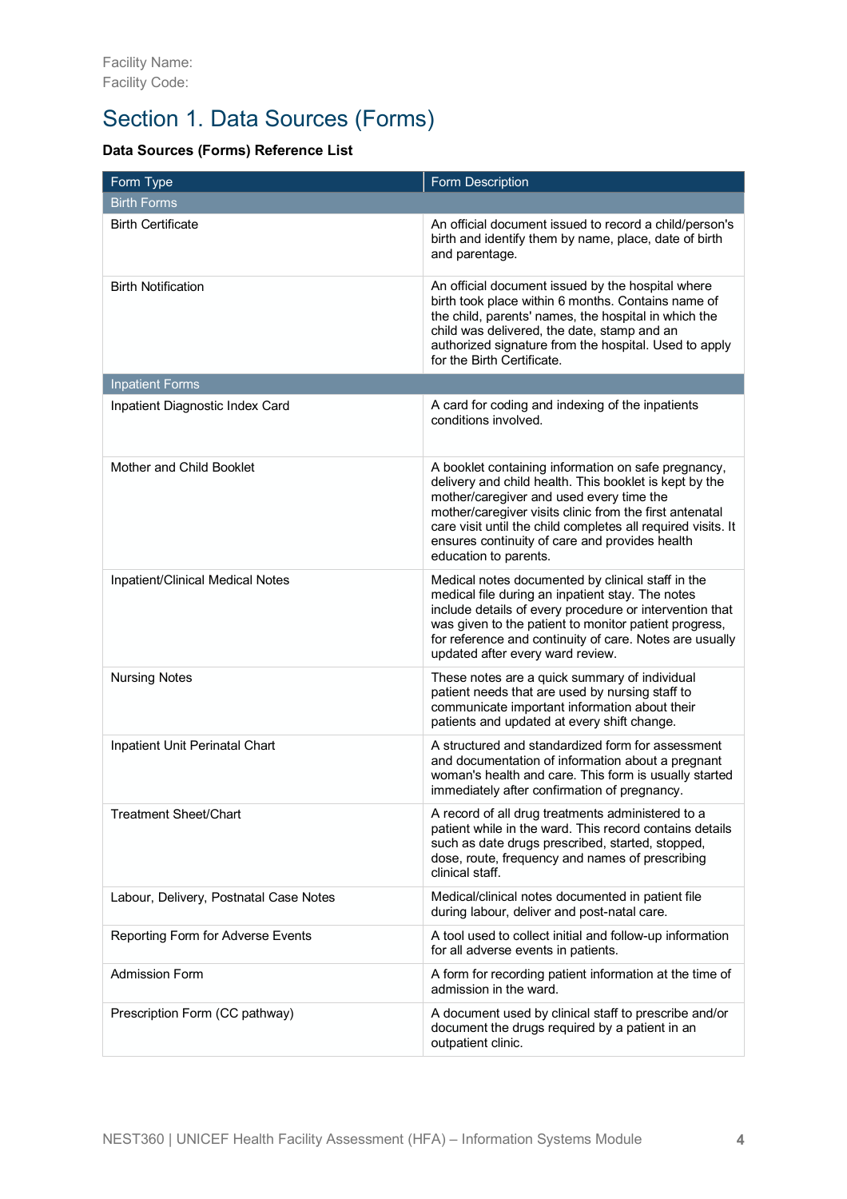Facility Name:
Facility Code:

# Section 1. Data Sources (Forms)

**Data Sources (Forms) Reference List**

| Form Type | Form Description |
|---|---|
| Birth Forms | |
| Birth Certificate | An official document issued to record a child/person's birth and identify them by name, place, date of birth and parentage. |
| Birth Notification | An official document issued by the hospital where birth took place within 6 months. Contains name of the child, parents' names, the hospital in which the child was delivered, the date, stamp and an authorized signature from the hospital. Used to apply for the Birth Certificate. |
| Inpatient Forms | |
| Inpatient Diagnostic Index Card | A card for coding and indexing of the inpatients conditions involved. |
| Mother and Child Booklet | A booklet containing information on safe pregnancy, delivery and child health. This booklet is kept by the mother/caregiver and used every time the mother/caregiver visits clinic from the first antenatal care visit until the child completes all required visits. It ensures continuity of care and provides health education to parents. |
| Inpatient/Clinical Medical Notes | Medical notes documented by clinical staff in the medical file during an inpatient stay. The notes include details of every procedure or intervention that was given to the patient to monitor patient progress, for reference and continuity of care. Notes are usually updated after every ward review. |
| Nursing Notes | These notes are a quick summary of individual patient needs that are used by nursing staff to communicate important information about their patients and updated at every shift change. |
| Inpatient Unit Perinatal Chart | A structured and standardized form for assessment and documentation of information about a pregnant woman's health and care. This form is usually started immediately after confirmation of pregnancy. |
| Treatment Sheet/Chart | A record of all drug treatments administered to a patient while in the ward. This record contains details such as date drugs prescribed, started, stopped, dose, route, frequency and names of prescribing clinical staff. |
| Labour, Delivery, Postnatal Case Notes | Medical/clinical notes documented in patient file during labour, deliver and post-natal care. |
| Reporting Form for Adverse Events | A tool used to collect initial and follow-up information for all adverse events in patients. |
| Admission Form | A form for recording patient information at the time of admission in the ward. |
| Prescription Form (CC pathway) | A document used by clinical staff to prescribe and/or document the drugs required by a patient in an outpatient clinic. |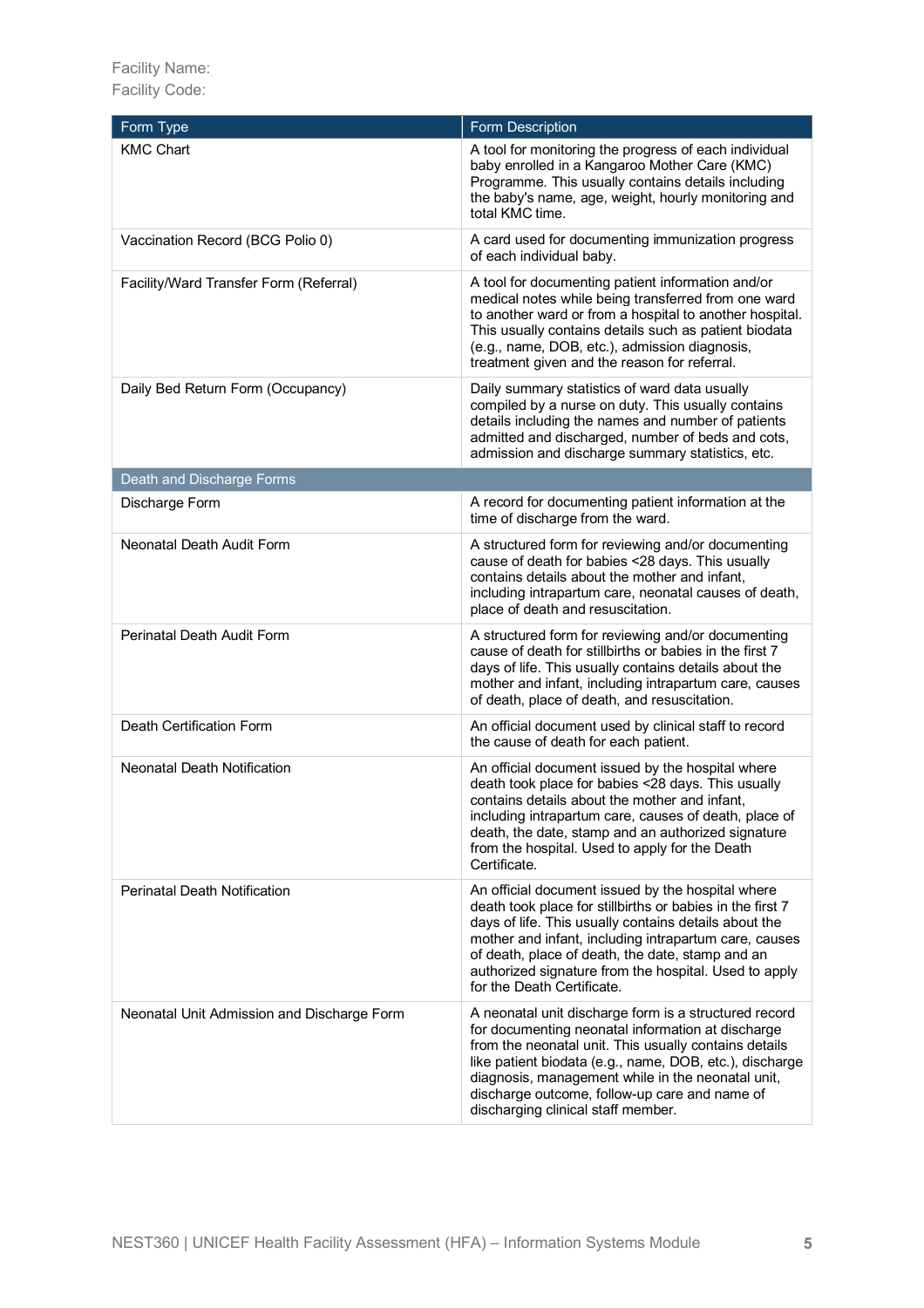Facility Name:
Facility Code:

| Form Type | Form Description |
| --- | --- |
| KMC Chart | A tool for monitoring the progress of each individual baby enrolled in a Kangaroo Mother Care (KMC) Programme. This usually contains details including the baby's name, age, weight, hourly monitoring and total KMC time. |
| Vaccination Record (BCG Polio 0) | A card used for documenting immunization progress of each individual baby. |
| Facility/Ward Transfer Form (Referral) | A tool for documenting patient information and/or medical notes while being transferred from one ward to another ward or from a hospital to another hospital. This usually contains details such as patient biodata (e.g., name, DOB, etc.), admission diagnosis, treatment given and the reason for referral. |
| Daily Bed Return Form (Occupancy) | Daily summary statistics of ward data usually compiled by a nurse on duty. This usually contains details including the names and number of patients admitted and discharged, number of beds and cots, admission and discharge summary statistics, etc. |
| **Death and Discharge Forms** | |
| Discharge Form | A record for documenting patient information at the time of discharge from the ward. |
| Neonatal Death Audit Form | A structured form for reviewing and/or documenting cause of death for babies <28 days. This usually contains details about the mother and infant, including intrapartum care, neonatal causes of death, place of death and resuscitation. |
| Perinatal Death Audit Form | A structured form for reviewing and/or documenting cause of death for stillbirths or babies in the first 7 days of life. This usually contains details about the mother and infant, including intrapartum care, causes of death, place of death, and resuscitation. |
| Death Certification Form | An official document used by clinical staff to record the cause of death for each patient. |
| Neonatal Death Notification | An official document issued by the hospital where death took place for babies <28 days. This usually contains details about the mother and infant, including intrapartum care, causes of death, place of death, the date, stamp and an authorized signature from the hospital. Used to apply for the Death Certificate. |
| Perinatal Death Notification | An official document issued by the hospital where death took place for stillbirths or babies in the first 7 days of life. This usually contains details about the mother and infant, including intrapartum care, causes of death, place of death, the date, stamp and an authorized signature from the hospital. Used to apply for the Death Certificate. |
| Neonatal Unit Admission and Discharge Form | A neonatal unit discharge form is a structured record for documenting neonatal information at discharge from the neonatal unit. This usually contains details like patient biodata (e.g., name, DOB, etc.), discharge diagnosis, management while in the neonatal unit, discharge outcome, follow-up care and name of discharging clinical staff member. |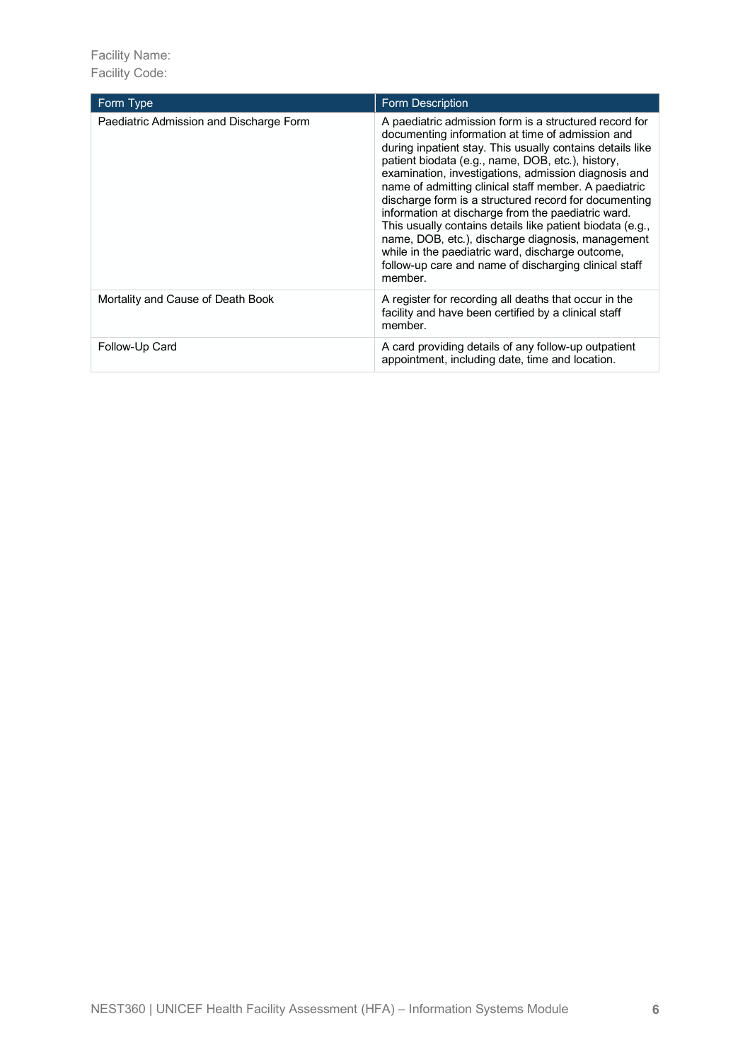Facility Name:
Facility Code:

| Form Type | Form Description |
| --- | --- |
| Paediatric Admission and Discharge Form | A paediatric admission form is a structured record for documenting information at time of admission and during inpatient stay. This usually contains details like patient biodata (e.g., name, DOB, etc.), history, examination, investigations, admission diagnosis and name of admitting clinical staff member. A paediatric discharge form is a structured record for documenting information at discharge from the paediatric ward. This usually contains details like patient biodata (e.g., name, DOB, etc.), discharge diagnosis, management while in the paediatric ward, discharge outcome, follow-up care and name of discharging clinical staff member. |
| Mortality and Cause of Death Book | A register for recording all deaths that occur in the facility and have been certified by a clinical staff member. |
| Follow-Up Card | A card providing details of any follow-up outpatient appointment, including date, time and location. |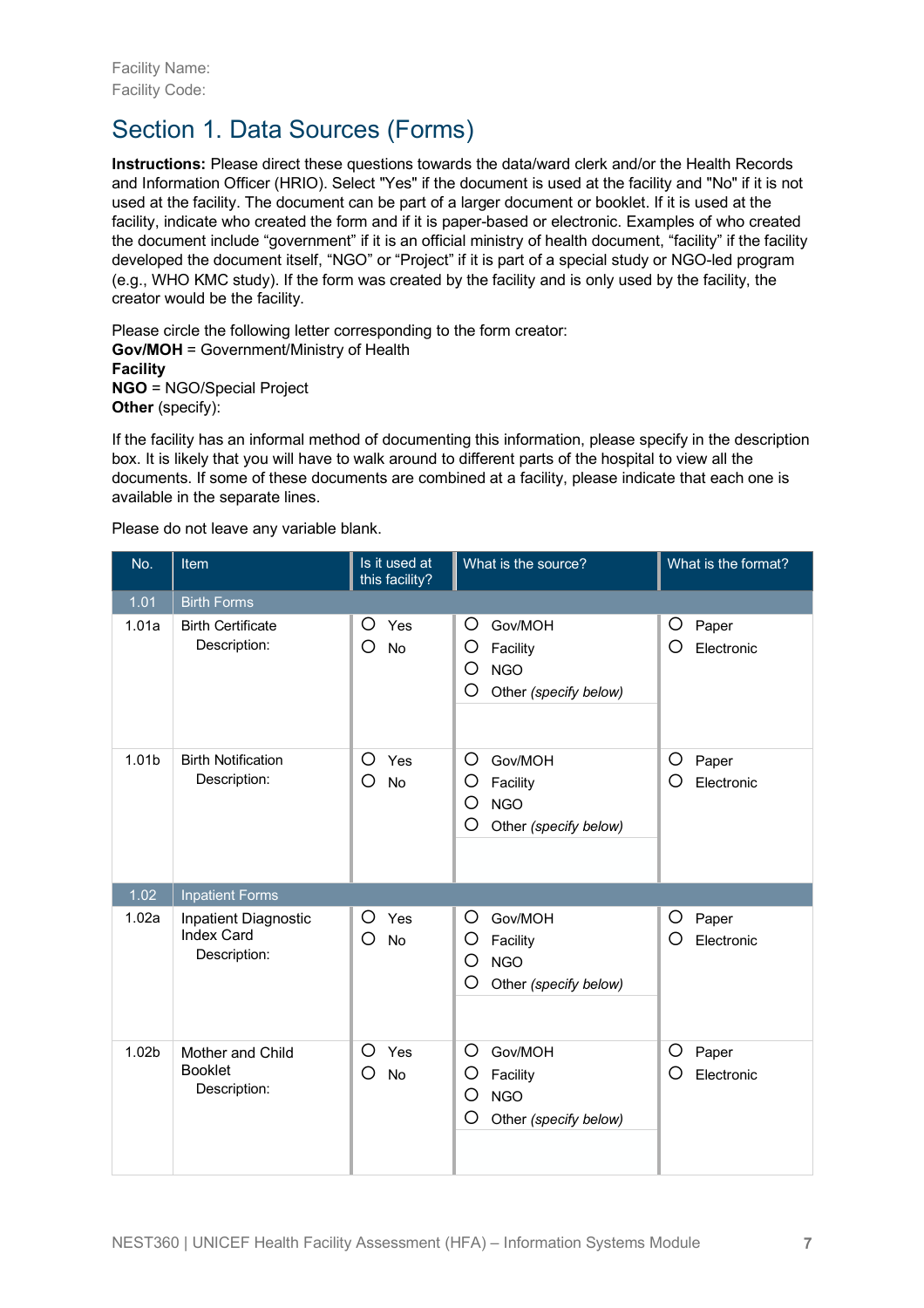Facility Name:
Facility Code:

# Section 1. Data Sources (Forms)

**Instructions:** Please direct these questions towards the data/ward clerk and/or the Health Records and Information Officer (HRIO). Select "Yes" if the document is used at the facility and "No" if it is not used at the facility. The document can be part of a larger document or booklet. If it is used at the facility, indicate who created the form and if it is paper-based or electronic. Examples of who created the document include "government" if it is an official ministry of health document, "facility" if the facility developed the document itself, "NGO" or "Project" if it is part of a special study or NGO-led program (e.g., WHO KMC study). If the form was created by the facility and is only used by the facility, the creator would be the facility.

Please circle the following letter corresponding to the form creator:
**Gov/MOH** = Government/Ministry of Health
**Facility**
**NGO** = NGO/Special Project
**Other** (specify):

If the facility has an informal method of documenting this information, please specify in the description box. It is likely that you will have to walk around to different parts of the hospital to view all the documents. If some of these documents are combined at a facility, please indicate that each one is available in the separate lines.

Please do not leave any variable blank.

| No. | Item | Is it used at this facility? | What is the source? | What is the format? |
|---|---|---|---|---|
| 1.01 | Birth Forms | | | |
| 1.01a | Birth Certificate<br>Description: | ○ Yes<br>○ No | ○ Gov/MOH<br>○ Facility<br>○ NGO<br>○ Other *(specify below)* | ○ Paper<br>○ Electronic |
| 1.01b | Birth Notification<br>Description: | ○ Yes<br>○ No | ○ Gov/MOH<br>○ Facility<br>○ NGO<br>○ Other *(specify below)* | ○ Paper<br>○ Electronic |
| 1.02 | Inpatient Forms | | | |
| 1.02a | Inpatient Diagnostic Index Card<br>Description: | ○ Yes<br>○ No | ○ Gov/MOH<br>○ Facility<br>○ NGO<br>○ Other *(specify below)* | ○ Paper<br>○ Electronic |
| 1.02b | Mother and Child Booklet<br>Description: | ○ Yes<br>○ No | ○ Gov/MOH<br>○ Facility<br>○ NGO<br>○ Other *(specify below)* | ○ Paper<br>○ Electronic |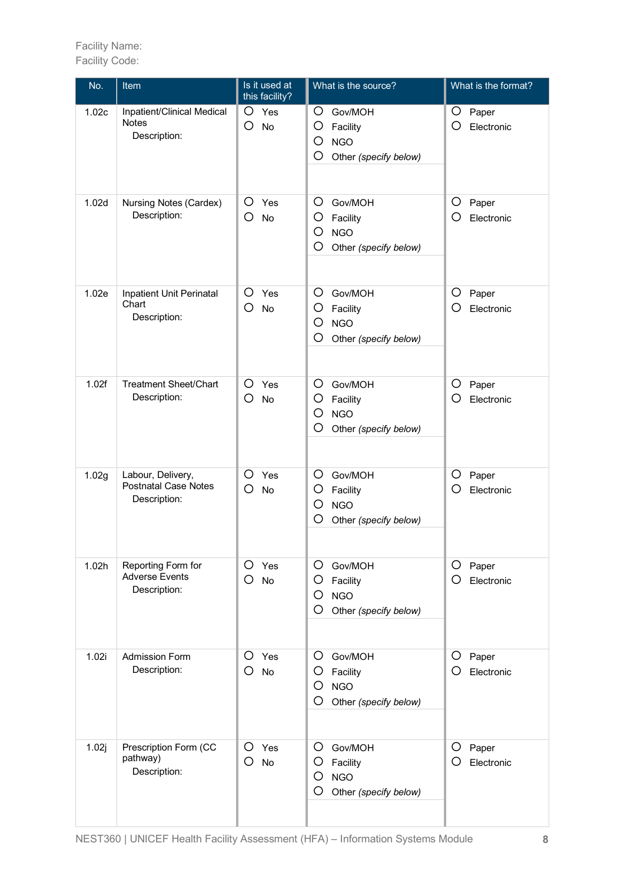Facility Name:
Facility Code:

| No. | Item | Is it used at this facility? | What is the source? | What is the format? |
|---|---|---|---|---|
| 1.02c | Inpatient/Clinical Medical Notes<br>Description: | ○ Yes<br>○ No | ○ Gov/MOH<br>○ Facility<br>○ NGO<br>○ Other *(specify below)* | ○ Paper<br>○ Electronic |
| 1.02d | Nursing Notes (Cardex)<br>Description: | ○ Yes<br>○ No | ○ Gov/MOH<br>○ Facility<br>○ NGO<br>○ Other *(specify below)* | ○ Paper<br>○ Electronic |
| 1.02e | Inpatient Unit Perinatal Chart<br>Description: | ○ Yes<br>○ No | ○ Gov/MOH<br>○ Facility<br>○ NGO<br>○ Other *(specify below)* | ○ Paper<br>○ Electronic |
| 1.02f | Treatment Sheet/Chart<br>Description: | ○ Yes<br>○ No | ○ Gov/MOH<br>○ Facility<br>○ NGO<br>○ Other *(specify below)* | ○ Paper<br>○ Electronic |
| 1.02g | Labour, Delivery, Postnatal Case Notes<br>Description: | ○ Yes<br>○ No | ○ Gov/MOH<br>○ Facility<br>○ NGO<br>○ Other *(specify below)* | ○ Paper<br>○ Electronic |
| 1.02h | Reporting Form for Adverse Events<br>Description: | ○ Yes<br>○ No | ○ Gov/MOH<br>○ Facility<br>○ NGO<br>○ Other *(specify below)* | ○ Paper<br>○ Electronic |
| 1.02i | Admission Form<br>Description: | ○ Yes<br>○ No | ○ Gov/MOH<br>○ Facility<br>○ NGO<br>○ Other *(specify below)* | ○ Paper<br>○ Electronic |
| 1.02j | Prescription Form (CC pathway)<br>Description: | ○ Yes<br>○ No | ○ Gov/MOH<br>○ Facility<br>○ NGO<br>○ Other *(specify below)* | ○ Paper<br>○ Electronic |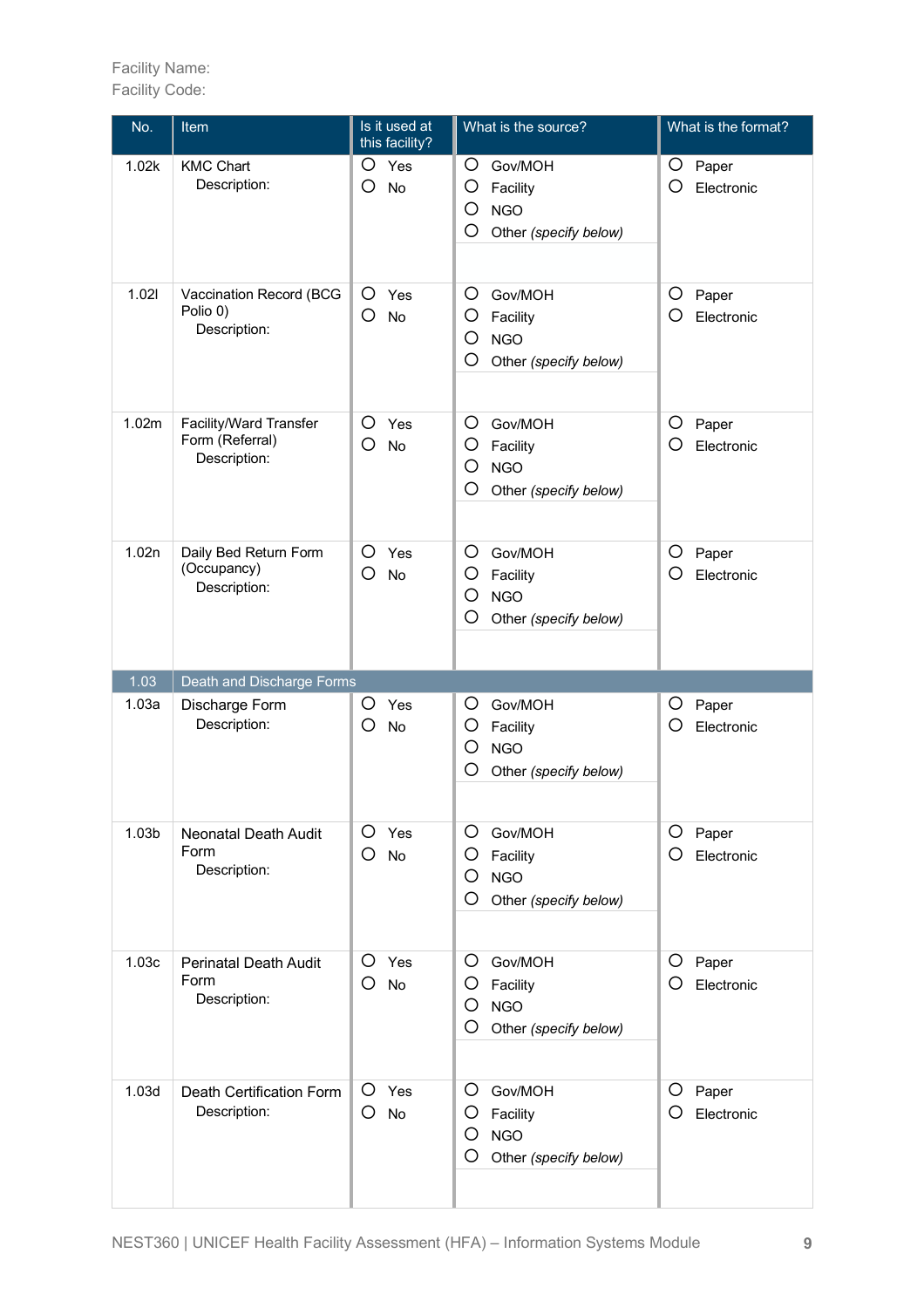Facility Name:
Facility Code:

| No. | Item | Is it used at this facility? | What is the source? | What is the format? |
|---|---|---|---|---|
| 1.02k | KMC Chart<br>Description: | ○ Yes<br>○ No | ○ Gov/MOH<br>○ Facility<br>○ NGO<br>○ Other *(specify below)* | ○ Paper<br>○ Electronic |
| 1.02l | Vaccination Record (BCG Polio 0)<br>Description: | ○ Yes<br>○ No | ○ Gov/MOH<br>○ Facility<br>○ NGO<br>○ Other *(specify below)* | ○ Paper<br>○ Electronic |
| 1.02m | Facility/Ward Transfer Form (Referral)<br>Description: | ○ Yes<br>○ No | ○ Gov/MOH<br>○ Facility<br>○ NGO<br>○ Other *(specify below)* | ○ Paper<br>○ Electronic |
| 1.02n | Daily Bed Return Form (Occupancy)<br>Description: | ○ Yes<br>○ No | ○ Gov/MOH<br>○ Facility<br>○ NGO<br>○ Other *(specify below)* | ○ Paper<br>○ Electronic |
| 1.03 | Death and Discharge Forms | | | |
| 1.03a | Discharge Form<br>Description: | ○ Yes<br>○ No | ○ Gov/MOH<br>○ Facility<br>○ NGO<br>○ Other *(specify below)* | ○ Paper<br>○ Electronic |
| 1.03b | Neonatal Death Audit Form<br>Description: | ○ Yes<br>○ No | ○ Gov/MOH<br>○ Facility<br>○ NGO<br>○ Other *(specify below)* | ○ Paper<br>○ Electronic |
| 1.03c | Perinatal Death Audit Form<br>Description: | ○ Yes<br>○ No | ○ Gov/MOH<br>○ Facility<br>○ NGO<br>○ Other *(specify below)* | ○ Paper<br>○ Electronic |
| 1.03d | Death Certification Form<br>Description: | ○ Yes<br>○ No | ○ Gov/MOH<br>○ Facility<br>○ NGO<br>○ Other *(specify below)* | ○ Paper<br>○ Electronic |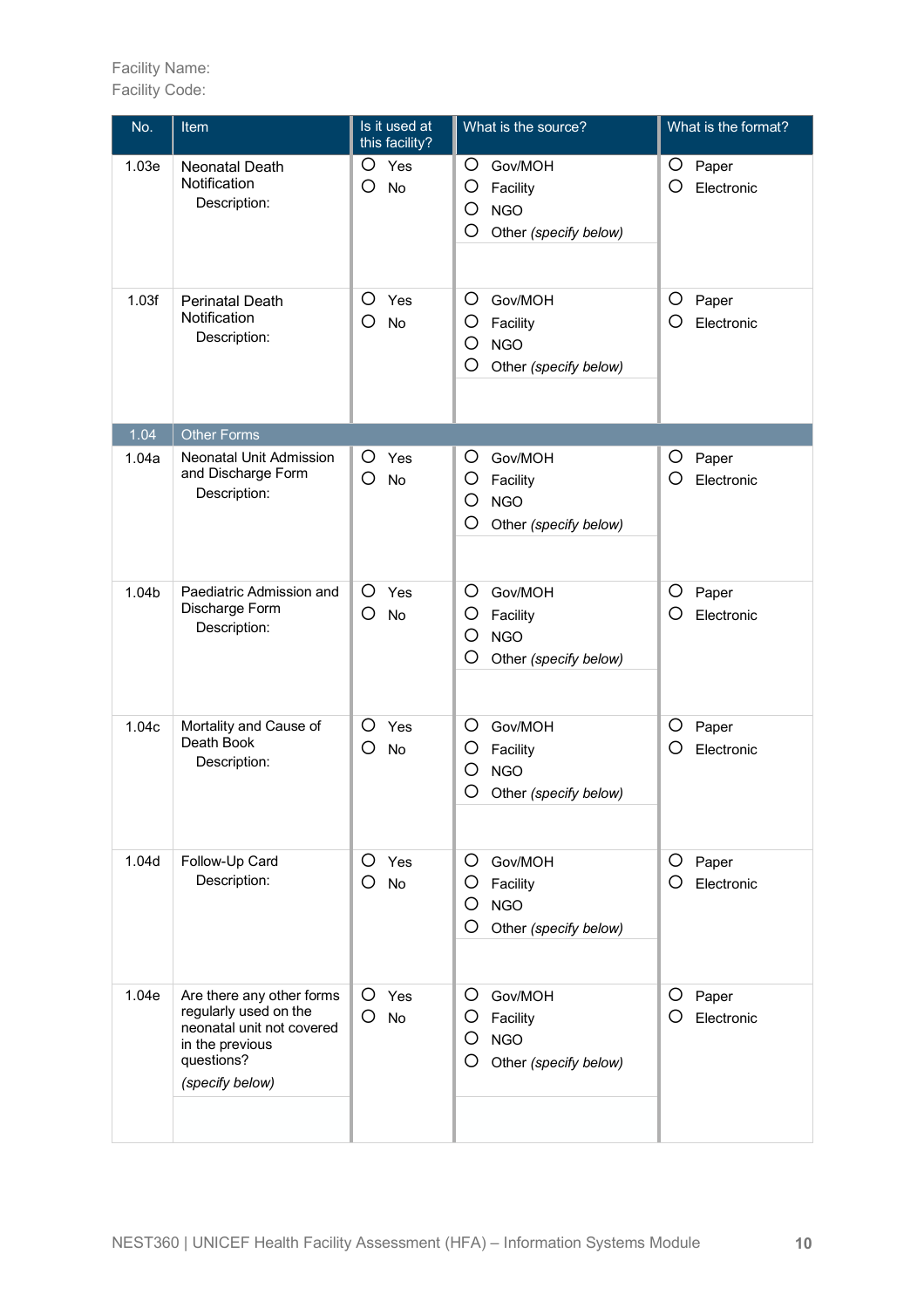Facility Name:
Facility Code:

| No. | Item | Is it used at this facility? | What is the source? | What is the format? |
|---|---|---|---|---|
| 1.03e | Neonatal Death Notification<br>Description: | ○ Yes<br>○ No | ○ Gov/MOH<br>○ Facility<br>○ NGO<br>○ Other *(specify below)* | ○ Paper<br>○ Electronic |
| 1.03f | Perinatal Death Notification<br>Description: | ○ Yes<br>○ No | ○ Gov/MOH<br>○ Facility<br>○ NGO<br>○ Other *(specify below)* | ○ Paper<br>○ Electronic |
| 1.04 | Other Forms | | | |
| 1.04a | Neonatal Unit Admission and Discharge Form<br>Description: | ○ Yes<br>○ No | ○ Gov/MOH<br>○ Facility<br>○ NGO<br>○ Other *(specify below)* | ○ Paper<br>○ Electronic |
| 1.04b | Paediatric Admission and Discharge Form<br>Description: | ○ Yes<br>○ No | ○ Gov/MOH<br>○ Facility<br>○ NGO<br>○ Other *(specify below)* | ○ Paper<br>○ Electronic |
| 1.04c | Mortality and Cause of Death Book<br>Description: | ○ Yes<br>○ No | ○ Gov/MOH<br>○ Facility<br>○ NGO<br>○ Other *(specify below)* | ○ Paper<br>○ Electronic |
| 1.04d | Follow-Up Card<br>Description: | ○ Yes<br>○ No | ○ Gov/MOH<br>○ Facility<br>○ NGO<br>○ Other *(specify below)* | ○ Paper<br>○ Electronic |
| 1.04e | Are there any other forms regularly used on the neonatal unit not covered in the previous questions?<br>*(specify below)* | ○ Yes<br>○ No | ○ Gov/MOH<br>○ Facility<br>○ NGO<br>○ Other *(specify below)* | ○ Paper<br>○ Electronic |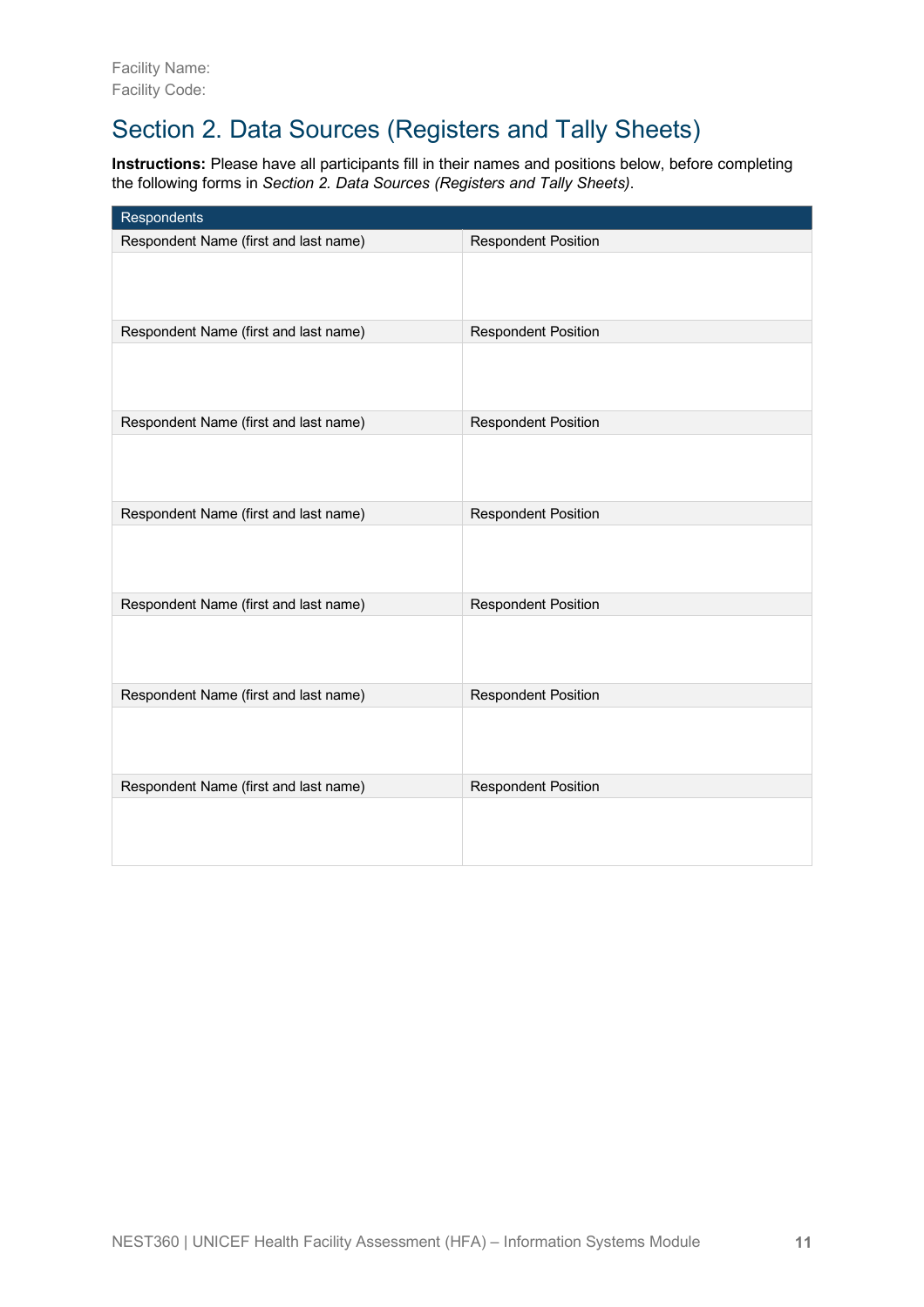Facility Name:
Facility Code:

# Section 2. Data Sources (Registers and Tally Sheets)

**Instructions:** Please have all participants fill in their names and positions below, before completing the following forms in *Section 2. Data Sources (Registers and Tally Sheets)*.

| Respondents | |
|---|---|
| Respondent Name (first and last name) | Respondent Position |
| | |
| Respondent Name (first and last name) | Respondent Position |
| | |
| Respondent Name (first and last name) | Respondent Position |
| | |
| Respondent Name (first and last name) | Respondent Position |
| | |
| Respondent Name (first and last name) | Respondent Position |
| | |
| Respondent Name (first and last name) | Respondent Position |
| | |
| Respondent Name (first and last name) | Respondent Position |
| | |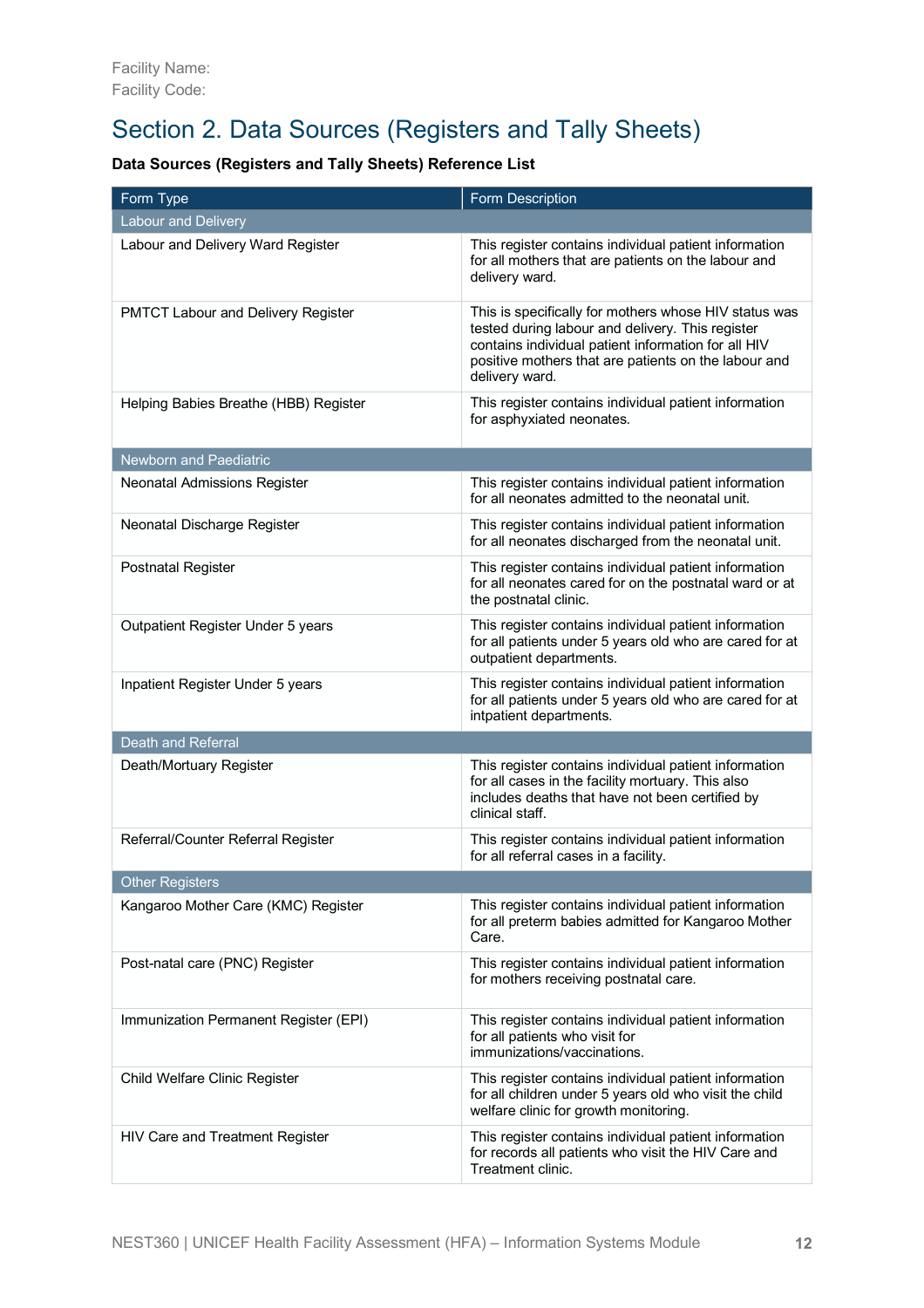Facility Name:
Facility Code:

# Section 2. Data Sources (Registers and Tally Sheets)

**Data Sources (Registers and Tally Sheets) Reference List**

| Form Type | Form Description |
|---|---|
| **Labour and Delivery** | |
| Labour and Delivery Ward Register | This register contains individual patient information for all mothers that are patients on the labour and delivery ward. |
| PMTCT Labour and Delivery Register | This is specifically for mothers whose HIV status was tested during labour and delivery. This register contains individual patient information for all HIV positive mothers that are patients on the labour and delivery ward. |
| Helping Babies Breathe (HBB) Register | This register contains individual patient information for asphyxiated neonates. |
| **Newborn and Paediatric** | |
| Neonatal Admissions Register | This register contains individual patient information for all neonates admitted to the neonatal unit. |
| Neonatal Discharge Register | This register contains individual patient information for all neonates discharged from the neonatal unit. |
| Postnatal Register | This register contains individual patient information for all neonates cared for on the postnatal ward or at the postnatal clinic. |
| Outpatient Register Under 5 years | This register contains individual patient information for all patients under 5 years old who are cared for at outpatient departments. |
| Inpatient Register Under 5 years | This register contains individual patient information for all patients under 5 years old who are cared for at intpatient departments. |
| **Death and Referral** | |
| Death/Mortuary Register | This register contains individual patient information for all cases in the facility mortuary. This also includes deaths that have not been certified by clinical staff. |
| Referral/Counter Referral Register | This register contains individual patient information for all referral cases in a facility. |
| **Other Registers** | |
| Kangaroo Mother Care (KMC) Register | This register contains individual patient information for all preterm babies admitted for Kangaroo Mother Care. |
| Post-natal care (PNC) Register | This register contains individual patient information for mothers receiving postnatal care. |
| Immunization Permanent Register (EPI) | This register contains individual patient information for all patients who visit for immunizations/vaccinations. |
| Child Welfare Clinic Register | This register contains individual patient information for all children under 5 years old who visit the child welfare clinic for growth monitoring. |
| HIV Care and Treatment Register | This register contains individual patient information for records all patients who visit the HIV Care and Treatment clinic. |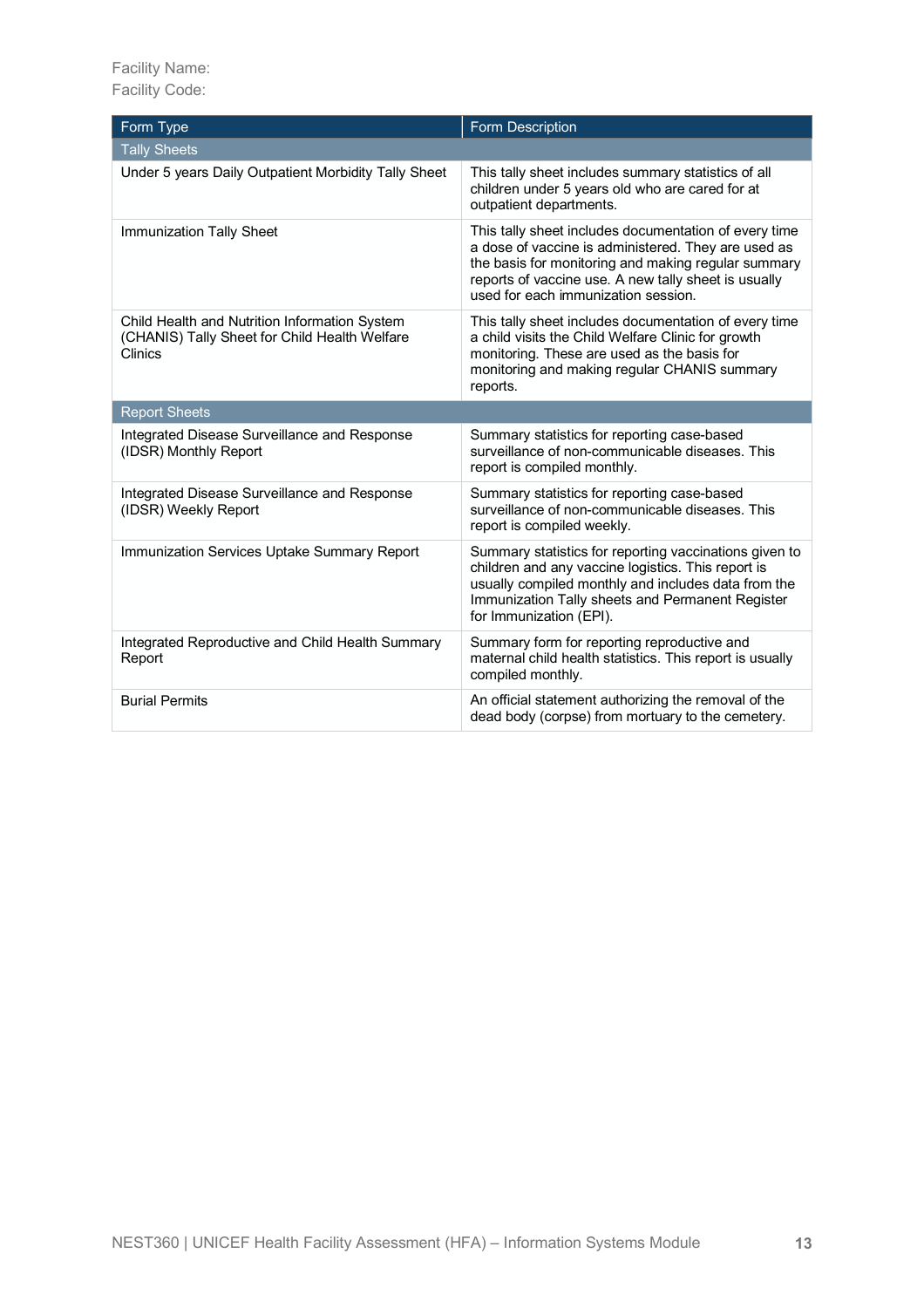Facility Name:
Facility Code:

| Form Type | Form Description |
|---|---|
| Tally Sheets | |
| Under 5 years Daily Outpatient Morbidity Tally Sheet | This tally sheet includes summary statistics of all children under 5 years old who are cared for at outpatient departments. |
| Immunization Tally Sheet | This tally sheet includes documentation of every time a dose of vaccine is administered. They are used as the basis for monitoring and making regular summary reports of vaccine use. A new tally sheet is usually used for each immunization session. |
| Child Health and Nutrition Information System (CHANIS) Tally Sheet for Child Health Welfare Clinics | This tally sheet includes documentation of every time a child visits the Child Welfare Clinic for growth monitoring. These are used as the basis for monitoring and making regular CHANIS summary reports. |
| Report Sheets | |
| Integrated Disease Surveillance and Response (IDSR) Monthly Report | Summary statistics for reporting case-based surveillance of non-communicable diseases. This report is compiled monthly. |
| Integrated Disease Surveillance and Response (IDSR) Weekly Report | Summary statistics for reporting case-based surveillance of non-communicable diseases. This report is compiled weekly. |
| Immunization Services Uptake Summary Report | Summary statistics for reporting vaccinations given to children and any vaccine logistics. This report is usually compiled monthly and includes data from the Immunization Tally sheets and Permanent Register for Immunization (EPI). |
| Integrated Reproductive and Child Health Summary Report | Summary form for reporting reproductive and maternal child health statistics. This report is usually compiled monthly. |
| Burial Permits | An official statement authorizing the removal of the dead body (corpse) from mortuary to the cemetery. |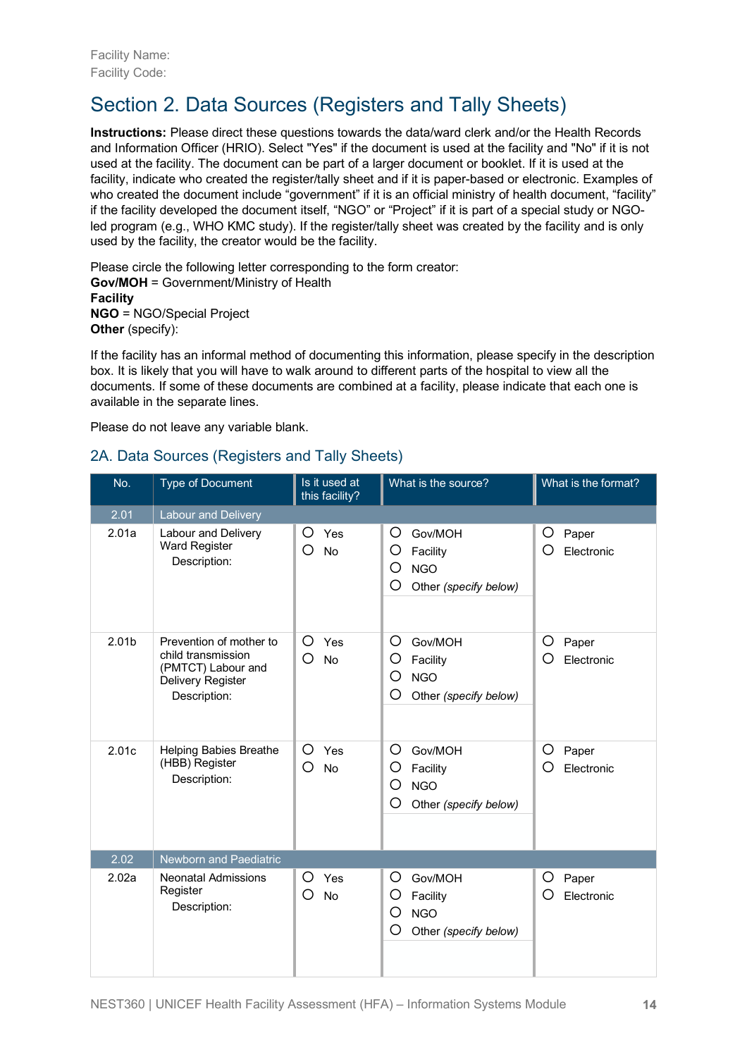Facility Name:
Facility Code:

# Section 2. Data Sources (Registers and Tally Sheets)

**Instructions:** Please direct these questions towards the data/ward clerk and/or the Health Records and Information Officer (HRIO). Select "Yes" if the document is used at the facility and "No" if it is not used at the facility. The document can be part of a larger document or booklet. If it is used at the facility, indicate who created the register/tally sheet and if it is paper-based or electronic. Examples of who created the document include "government" if it is an official ministry of health document, "facility" if the facility developed the document itself, "NGO" or "Project" if it is part of a special study or NGO-led program (e.g., WHO KMC study). If the register/tally sheet was created by the facility and is only used by the facility, the creator would be the facility.

Please circle the following letter corresponding to the form creator:
**Gov/MOH** = Government/Ministry of Health
**Facility**
**NGO** = NGO/Special Project
**Other** (specify):

If the facility has an informal method of documenting this information, please specify in the description box. It is likely that you will have to walk around to different parts of the hospital to view all the documents. If some of these documents are combined at a facility, please indicate that each one is available in the separate lines.

Please do not leave any variable blank.

## 2A. Data Sources (Registers and Tally Sheets)

| No. | Type of Document | Is it used at this facility? | What is the source? | What is the format? |
|---|---|---|---|---|
| 2.01 | Labour and Delivery | | | |
| 2.01a | Labour and Delivery Ward Register<br>Description: | ○ Yes<br>○ No | ○ Gov/MOH<br>○ Facility<br>○ NGO<br>○ Other *(specify below)* | ○ Paper<br>○ Electronic |
| 2.01b | Prevention of mother to child transmission (PMTCT) Labour and Delivery Register<br>Description: | ○ Yes<br>○ No | ○ Gov/MOH<br>○ Facility<br>○ NGO<br>○ Other *(specify below)* | ○ Paper<br>○ Electronic |
| 2.01c | Helping Babies Breathe (HBB) Register<br>Description: | ○ Yes<br>○ No | ○ Gov/MOH<br>○ Facility<br>○ NGO<br>○ Other *(specify below)* | ○ Paper<br>○ Electronic |
| 2.02 | Newborn and Paediatric | | | |
| 2.02a | Neonatal Admissions Register<br>Description: | ○ Yes<br>○ No | ○ Gov/MOH<br>○ Facility<br>○ NGO<br>○ Other *(specify below)* | ○ Paper<br>○ Electronic |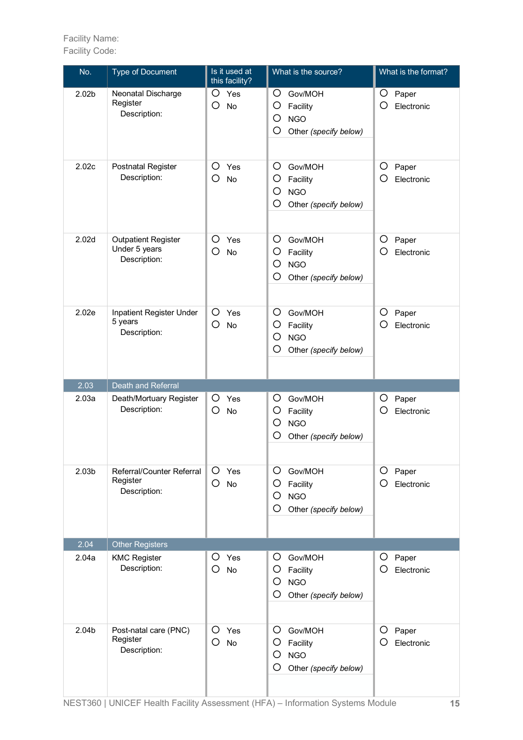Facility Name:
Facility Code:

| No. | Type of Document | Is it used at this facility? | What is the source? | What is the format? |
|---|---|---|---|---|
| 2.02b | Neonatal Discharge Register<br>Description: | ○ Yes<br>○ No | ○ Gov/MOH<br>○ Facility<br>○ NGO<br>○ Other *(specify below)* | ○ Paper<br>○ Electronic |
| 2.02c | Postnatal Register<br>Description: | ○ Yes<br>○ No | ○ Gov/MOH<br>○ Facility<br>○ NGO<br>○ Other *(specify below)* | ○ Paper<br>○ Electronic |
| 2.02d | Outpatient Register Under 5 years<br>Description: | ○ Yes<br>○ No | ○ Gov/MOH<br>○ Facility<br>○ NGO<br>○ Other *(specify below)* | ○ Paper<br>○ Electronic |
| 2.02e | Inpatient Register Under 5 years<br>Description: | ○ Yes<br>○ No | ○ Gov/MOH<br>○ Facility<br>○ NGO<br>○ Other *(specify below)* | ○ Paper<br>○ Electronic |
| 2.03 | Death and Referral | | | |
| 2.03a | Death/Mortuary Register<br>Description: | ○ Yes<br>○ No | ○ Gov/MOH<br>○ Facility<br>○ NGO<br>○ Other *(specify below)* | ○ Paper<br>○ Electronic |
| 2.03b | Referral/Counter Referral Register<br>Description: | ○ Yes<br>○ No | ○ Gov/MOH<br>○ Facility<br>○ NGO<br>○ Other *(specify below)* | ○ Paper<br>○ Electronic |
| 2.04 | Other Registers | | | |
| 2.04a | KMC Register<br>Description: | ○ Yes<br>○ No | ○ Gov/MOH<br>○ Facility<br>○ NGO<br>○ Other *(specify below)* | ○ Paper<br>○ Electronic |
| 2.04b | Post-natal care (PNC) Register<br>Description: | ○ Yes<br>○ No | ○ Gov/MOH<br>○ Facility<br>○ NGO<br>○ Other *(specify below)* | ○ Paper<br>○ Electronic |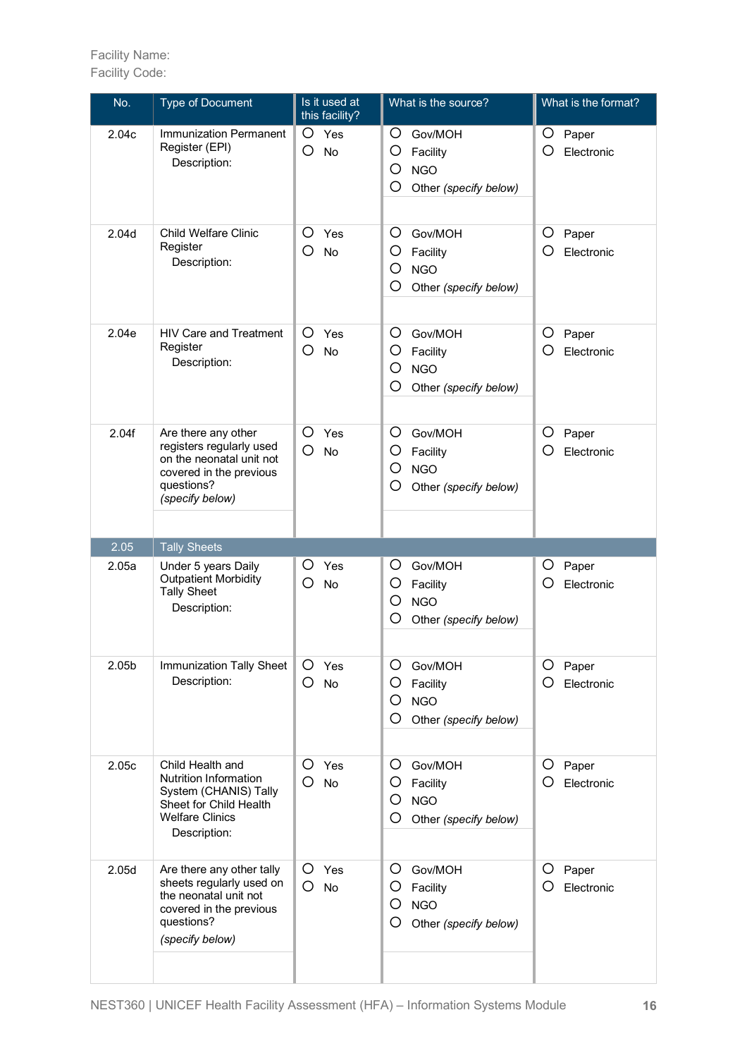Facility Name:
Facility Code:

| No. | Type of Document | Is it used at this facility? | What is the source? | What is the format? |
|---|---|---|---|---|
| 2.04c | Immunization Permanent Register (EPI)<br>Description: | ○ Yes<br>○ No | ○ Gov/MOH<br>○ Facility<br>○ NGO<br>○ Other *(specify below)* | ○ Paper<br>○ Electronic |
| 2.04d | Child Welfare Clinic Register<br>Description: | ○ Yes<br>○ No | ○ Gov/MOH<br>○ Facility<br>○ NGO<br>○ Other *(specify below)* | ○ Paper<br>○ Electronic |
| 2.04e | HIV Care and Treatment Register<br>Description: | ○ Yes<br>○ No | ○ Gov/MOH<br>○ Facility<br>○ NGO<br>○ Other *(specify below)* | ○ Paper<br>○ Electronic |
| 2.04f | Are there any other registers regularly used on the neonatal unit not covered in the previous questions?<br>*(specify below)* | ○ Yes<br>○ No | ○ Gov/MOH<br>○ Facility<br>○ NGO<br>○ Other *(specify below)* | ○ Paper<br>○ Electronic |
| 2.05 | Tally Sheets | | | |
| 2.05a | Under 5 years Daily Outpatient Morbidity Tally Sheet<br>Description: | ○ Yes<br>○ No | ○ Gov/MOH<br>○ Facility<br>○ NGO<br>○ Other *(specify below)* | ○ Paper<br>○ Electronic |
| 2.05b | Immunization Tally Sheet<br>Description: | ○ Yes<br>○ No | ○ Gov/MOH<br>○ Facility<br>○ NGO<br>○ Other *(specify below)* | ○ Paper<br>○ Electronic |
| 2.05c | Child Health and Nutrition Information System (CHANIS) Tally Sheet for Child Health Welfare Clinics<br>Description: | ○ Yes<br>○ No | ○ Gov/MOH<br>○ Facility<br>○ NGO<br>○ Other *(specify below)* | ○ Paper<br>○ Electronic |
| 2.05d | Are there any other tally sheets regularly used on the neonatal unit not covered in the previous questions?<br>*(specify below)* | ○ Yes<br>○ No | ○ Gov/MOH<br>○ Facility<br>○ NGO<br>○ Other *(specify below)* | ○ Paper<br>○ Electronic |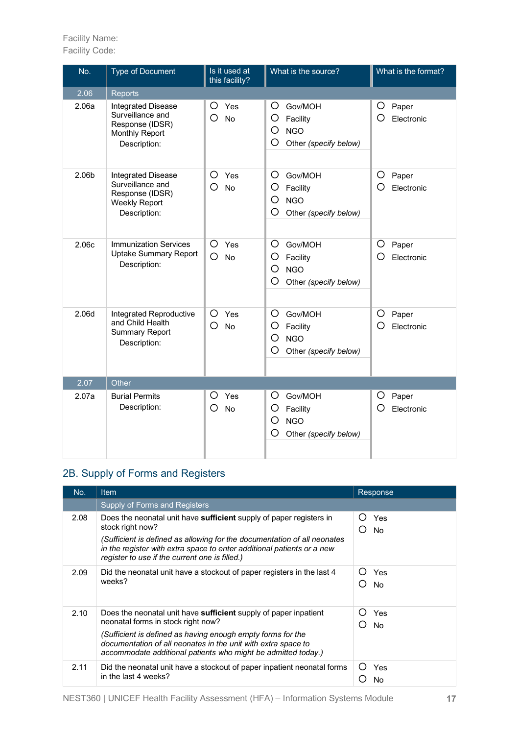Facility Name:
Facility Code:

| No. | Type of Document | Is it used at this facility? | What is the source? | What is the format? |
|---|---|---|---|---|
| 2.06 | Reports | | | |
| 2.06a | Integrated Disease Surveillance and Response (IDSR) Monthly Report<br>Description: | ○ Yes<br>○ No | ○ Gov/MOH<br>○ Facility<br>○ NGO<br>○ Other *(specify below)* | ○ Paper<br>○ Electronic |
| 2.06b | Integrated Disease Surveillance and Response (IDSR) Weekly Report<br>Description: | ○ Yes<br>○ No | ○ Gov/MOH<br>○ Facility<br>○ NGO<br>○ Other *(specify below)* | ○ Paper<br>○ Electronic |
| 2.06c | Immunization Services Uptake Summary Report<br>Description: | ○ Yes<br>○ No | ○ Gov/MOH<br>○ Facility<br>○ NGO<br>○ Other *(specify below)* | ○ Paper<br>○ Electronic |
| 2.06d | Integrated Reproductive and Child Health Summary Report<br>Description: | ○ Yes<br>○ No | ○ Gov/MOH<br>○ Facility<br>○ NGO<br>○ Other *(specify below)* | ○ Paper<br>○ Electronic |
| 2.07 | Other | | | |
| 2.07a | Burial Permits<br>Description: | ○ Yes<br>○ No | ○ Gov/MOH<br>○ Facility<br>○ NGO<br>○ Other *(specify below)* | ○ Paper<br>○ Electronic |

## 2B. Supply of Forms and Registers

| No. | Item | Response |
|---|---|---|
| | Supply of Forms and Registers | |
| 2.08 | Does the neonatal unit have **sufficient** supply of paper registers in stock right now?<br>*(Sufficient is defined as allowing for the documentation of all neonates in the register with extra space to enter additional patients or a new register to use if the current one is filled.)* | ○ Yes<br>○ No |
| 2.09 | Did the neonatal unit have a stockout of paper registers in the last 4 weeks? | ○ Yes<br>○ No |
| 2.10 | Does the neonatal unit have **sufficient** supply of paper inpatient neonatal forms in stock right now?<br>*(Sufficient is defined as having enough empty forms for the documentation of all neonates in the unit with extra space to accommodate additional patients who might be admitted today.)* | ○ Yes<br>○ No |
| 2.11 | Did the neonatal unit have a stockout of paper inpatient neonatal forms in the last 4 weeks? | ○ Yes<br>○ No |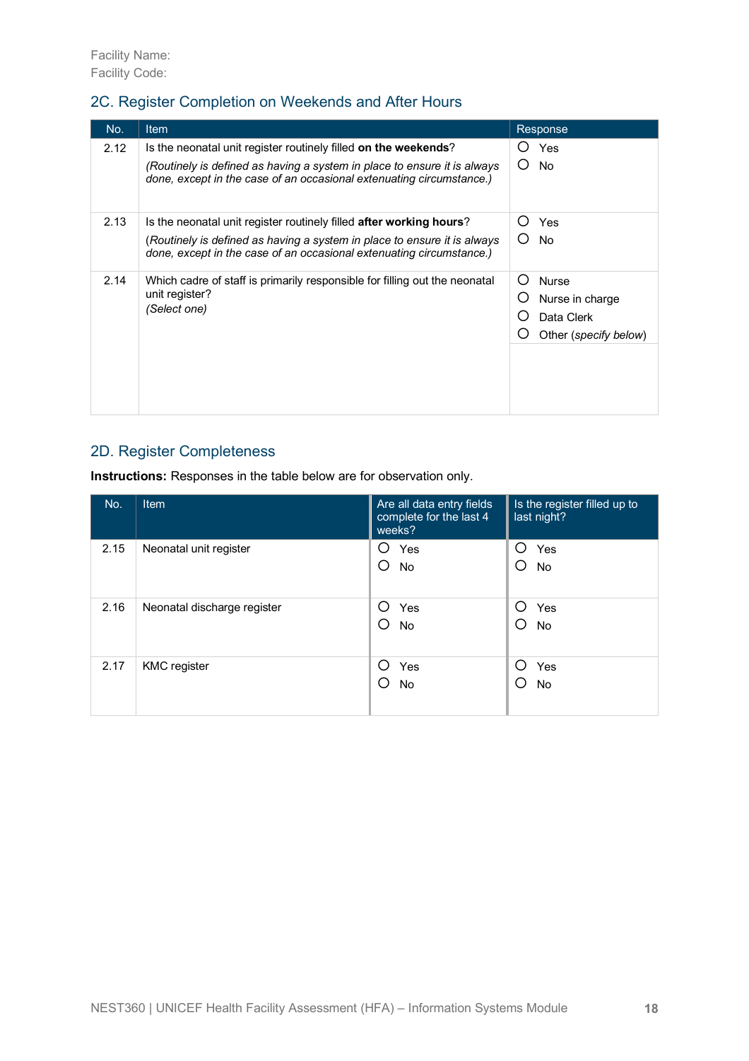Facility Name:
Facility Code:

## 2C. Register Completion on Weekends and After Hours

| No. | Item | Response |
|---|---|---|
| 2.12 | Is the neonatal unit register routinely filled **on the weekends**?<br>*(Routinely is defined as having a system in place to ensure it is always done, except in the case of an occasional extenuating circumstance.)* | ○ Yes<br>○ No |
| 2.13 | Is the neonatal unit register routinely filled **after working hours**?<br>(*Routinely is defined as having a system in place to ensure it is always done, except in the case of an occasional extenuating circumstance.)* | ○ Yes<br>○ No |
| 2.14 | Which cadre of staff is primarily responsible for filling out the neonatal unit register?<br>*(Select one)* | ○ Nurse<br>○ Nurse in charge<br>○ Data Clerk<br>○ Other (*specify below*) |

## 2D. Register Completeness

**Instructions:** Responses in the table below are for observation only.

| No. | Item | Are all data entry fields complete for the last 4 weeks? | Is the register filled up to last night? |
|---|---|---|---|
| 2.15 | Neonatal unit register | ○ Yes<br>○ No | ○ Yes<br>○ No |
| 2.16 | Neonatal discharge register | ○ Yes<br>○ No | ○ Yes<br>○ No |
| 2.17 | KMC register | ○ Yes<br>○ No | ○ Yes<br>○ No |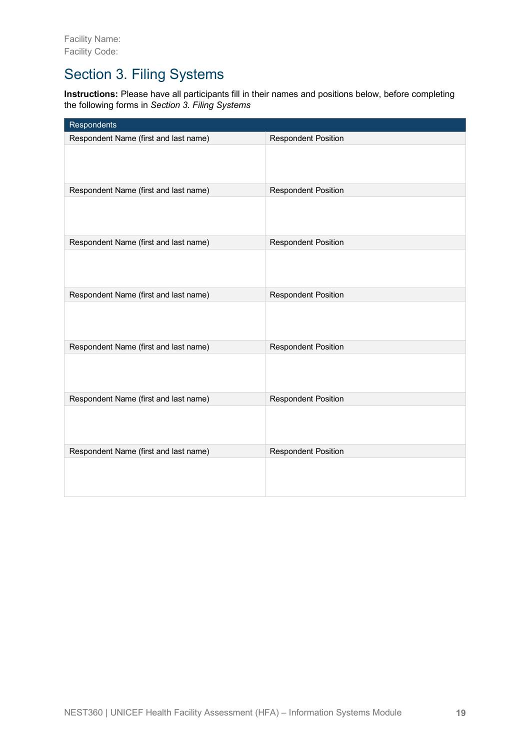Facility Name:
Facility Code:

## Section 3. Filing Systems

**Instructions:** Please have all participants fill in their names and positions below, before completing the following forms in *Section 3. Filing Systems*

| Respondents | |
|---|---|
| Respondent Name (first and last name) | Respondent Position |
| | |
| Respondent Name (first and last name) | Respondent Position |
| | |
| Respondent Name (first and last name) | Respondent Position |
| | |
| Respondent Name (first and last name) | Respondent Position |
| | |
| Respondent Name (first and last name) | Respondent Position |
| | |
| Respondent Name (first and last name) | Respondent Position |
| | |
| Respondent Name (first and last name) | Respondent Position |
| | |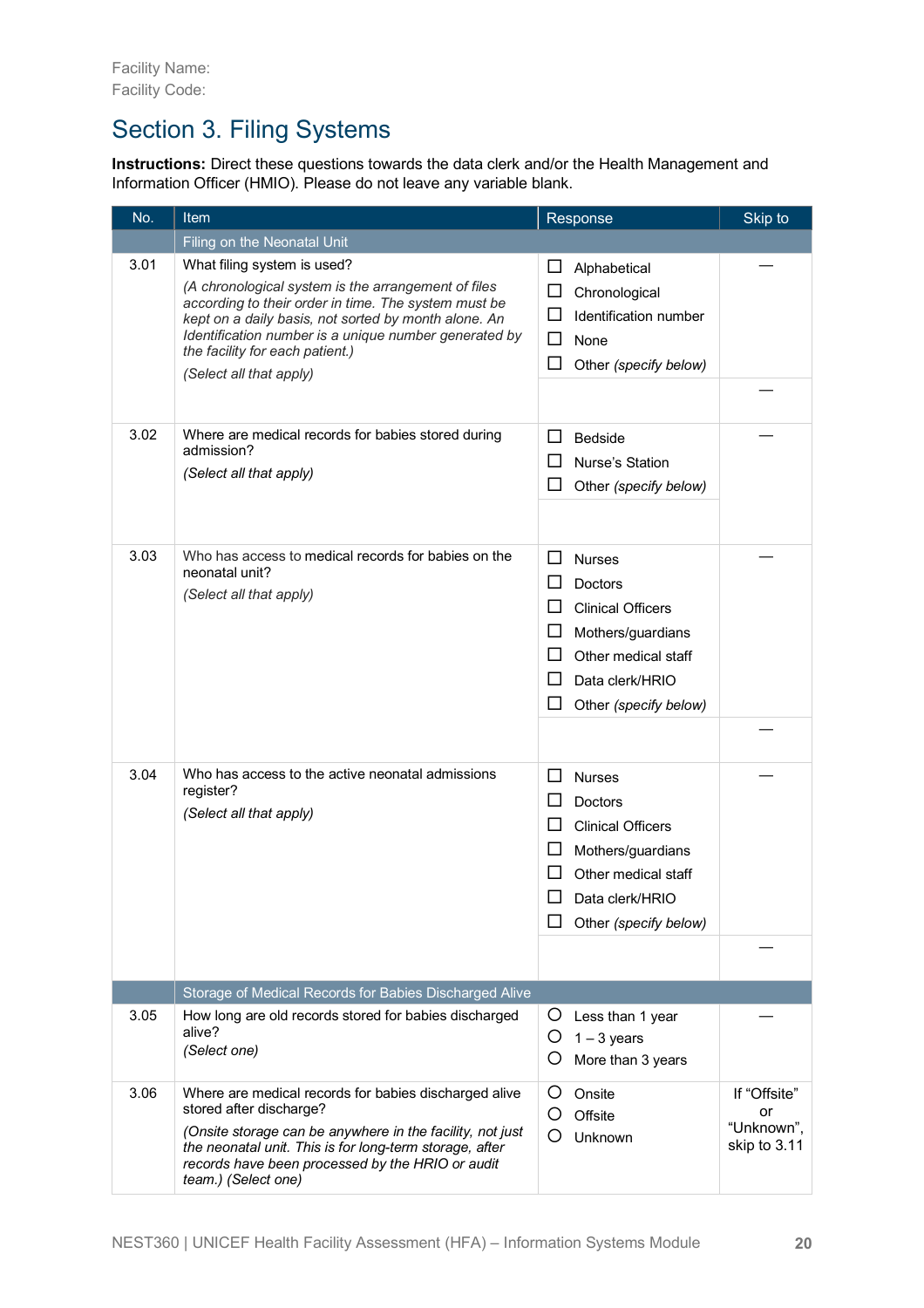Facility Name:
Facility Code:

# Section 3. Filing Systems

**Instructions:** Direct these questions towards the data clerk and/or the Health Management and Information Officer (HMIO). Please do not leave any variable blank.

| No. | Item | Response | Skip to |
|---|---|---|---|
| | Filing on the Neonatal Unit | | |
| 3.01 | What filing system is used?<br>*(A chronological system is the arrangement of files according to their order in time. The system must be kept on a daily basis, not sorted by month alone. An Identification number is a unique number generated by the facility for each patient.)*<br>*(Select all that apply)* | ☐ Alphabetical<br>☐ Chronological<br>☐ Identification number<br>☐ None<br>☐ Other *(specify below)* | — |
| | | | — |
| 3.02 | Where are medical records for babies stored during admission?<br>*(Select all that apply)* | ☐ Bedside<br>☐ Nurse's Station<br>☐ Other *(specify below)* | — |
| | | | |
| 3.03 | Who has access to medical records for babies on the neonatal unit?<br>*(Select all that apply)* | ☐ Nurses<br>☐ Doctors<br>☐ Clinical Officers<br>☐ Mothers/guardians<br>☐ Other medical staff<br>☐ Data clerk/HRIO<br>☐ Other *(specify below)* | — |
| | | | — |
| 3.04 | Who has access to the active neonatal admissions register?<br>*(Select all that apply)* | ☐ Nurses<br>☐ Doctors<br>☐ Clinical Officers<br>☐ Mothers/guardians<br>☐ Other medical staff<br>☐ Data clerk/HRIO<br>☐ Other *(specify below)* | — |
| | | | — |
| | Storage of Medical Records for Babies Discharged Alive | | |
| 3.05 | How long are old records stored for babies discharged alive?<br>*(Select one)* | ○ Less than 1 year<br>○ 1 – 3 years<br>○ More than 3 years | — |
| 3.06 | Where are medical records for babies discharged alive stored after discharge?<br>*(Onsite storage can be anywhere in the facility, not just the neonatal unit. This is for long-term storage, after records have been processed by the HRIO or audit team.) (Select one)* | ○ Onsite<br>○ Offsite<br>○ Unknown | If "Offsite" or "Unknown", skip to 3.11 |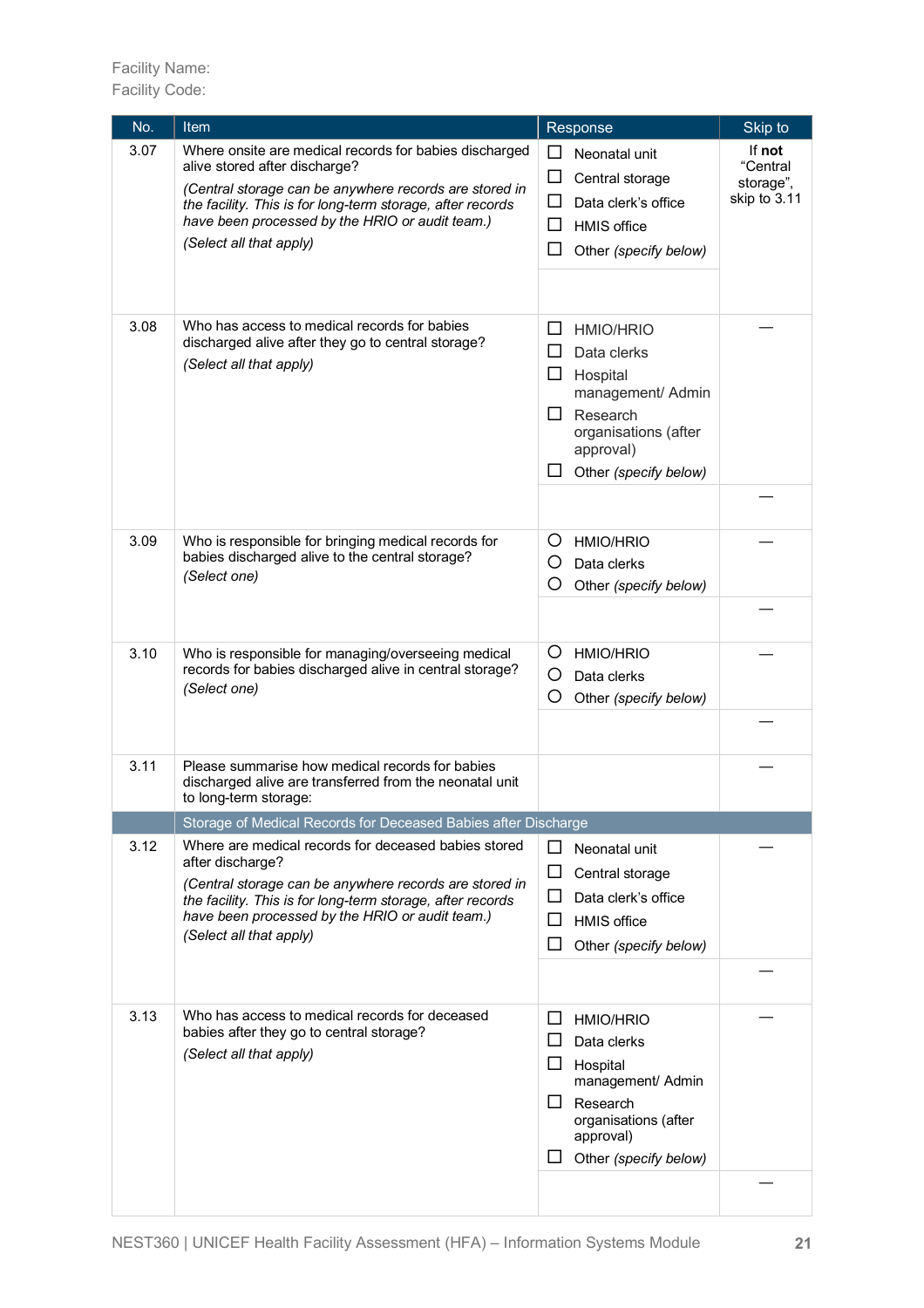Facility Name:
Facility Code:

| No. | Item | Response | Skip to |
|---|---|---|---|
| 3.07 | Where onsite are medical records for babies discharged alive stored after discharge?<br>*(Central storage can be anywhere records are stored in the facility. This is for long-term storage, after records have been processed by the HRIO or audit team.)*<br>*(Select all that apply)* | ☐ Neonatal unit<br>☐ Central storage<br>☐ Data clerk's office<br>☐ HMIS office<br>☐ Other *(specify below)* | If **not** "Central storage", skip to 3.11 |
| | | | |
| 3.08 | Who has access to medical records for babies discharged alive after they go to central storage?<br>*(Select all that apply)* | ☐ HMIO/HRIO<br>☐ Data clerks<br>☐ Hospital management/ Admin<br>☐ Research organisations (after approval)<br>☐ Other *(specify below)* | — |
| | | | — |
| 3.09 | Who is responsible for bringing medical records for babies discharged alive to the central storage?<br>*(Select one)* | ○ HMIO/HRIO<br>○ Data clerks<br>○ Other *(specify below)* | — |
| | | | — |
| 3.10 | Who is responsible for managing/overseeing medical records for babies discharged alive in central storage?<br>*(Select one)* | ○ HMIO/HRIO<br>○ Data clerks<br>○ Other *(specify below)* | — |
| | | | — |
| 3.11 | Please summarise how medical records for babies discharged alive are transferred from the neonatal unit to long-term storage: | | — |
| | **Storage of Medical Records for Deceased Babies after Discharge** | | |
| 3.12 | Where are medical records for deceased babies stored after discharge?<br>*(Central storage can be anywhere records are stored in the facility. This is for long-term storage, after records have been processed by the HRIO or audit team.)*<br>*(Select all that apply)* | ☐ Neonatal unit<br>☐ Central storage<br>☐ Data clerk's office<br>☐ HMIS office<br>☐ Other *(specify below)* | — |
| | | | — |
| 3.13 | Who has access to medical records for deceased babies after they go to central storage?<br>*(Select all that apply)* | ☐ HMIO/HRIO<br>☐ Data clerks<br>☐ Hospital management/ Admin<br>☐ Research organisations (after approval)<br>☐ Other *(specify below)* | — |
| | | | — |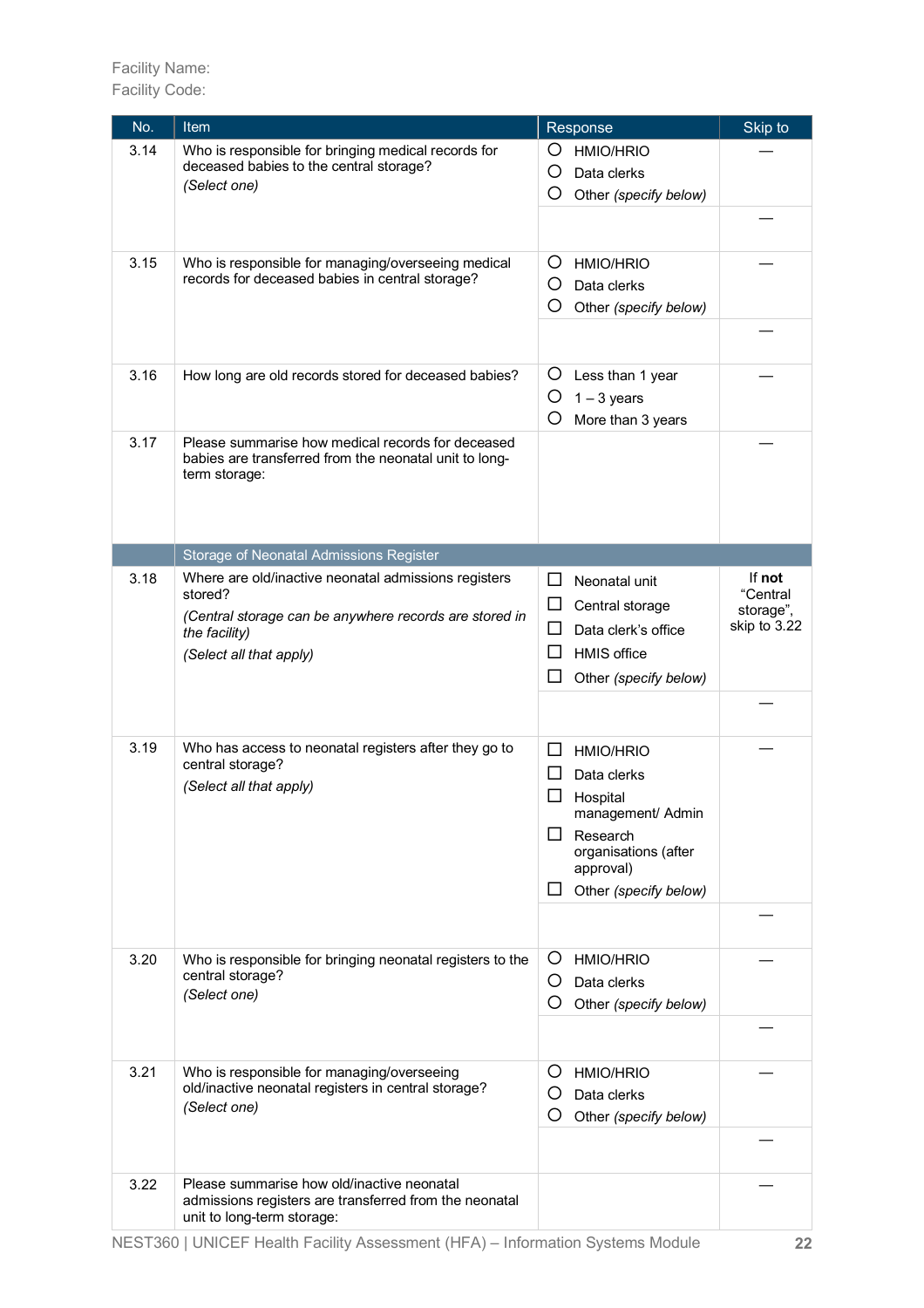Facility Name:
Facility Code:

| No. | Item | Response | Skip to |
|---|---|---|---|
| 3.14 | Who is responsible for bringing medical records for deceased babies to the central storage?<br>*(Select one)* | ○ HMIO/HRIO<br>○ Data clerks<br>○ Other *(specify below)* | — |
| | | | — |
| 3.15 | Who is responsible for managing/overseeing medical records for deceased babies in central storage? | ○ HMIO/HRIO<br>○ Data clerks<br>○ Other *(specify below)* | — |
| | | | — |
| 3.16 | How long are old records stored for deceased babies? | ○ Less than 1 year<br>○ 1 – 3 years<br>○ More than 3 years | — |
| 3.17 | Please summarise how medical records for deceased babies are transferred from the neonatal unit to long-term storage: | | — |
| | **Storage of Neonatal Admissions Register** | | |
| 3.18 | Where are old/inactive neonatal admissions registers stored?<br>*(Central storage can be anywhere records are stored in the facility)*<br>*(Select all that apply)* | ☐ Neonatal unit<br>☐ Central storage<br>☐ Data clerk's office<br>☐ HMIS office<br>☐ Other *(specify below)* | If **not** "Central storage", skip to 3.22 |
| | | | — |
| 3.19 | Who has access to neonatal registers after they go to central storage?<br>*(Select all that apply)* | ☐ HMIO/HRIO<br>☐ Data clerks<br>☐ Hospital management/ Admin<br>☐ Research organisations (after approval)<br>☐ Other *(specify below)* | — |
| | | | — |
| 3.20 | Who is responsible for bringing neonatal registers to the central storage?<br>*(Select one)* | ○ HMIO/HRIO<br>○ Data clerks<br>○ Other *(specify below)* | — |
| | | | — |
| 3.21 | Who is responsible for managing/overseeing old/inactive neonatal registers in central storage?<br>*(Select one)* | ○ HMIO/HRIO<br>○ Data clerks<br>○ Other *(specify below)* | — |
| | | | — |
| 3.22 | Please summarise how old/inactive neonatal admissions registers are transferred from the neonatal unit to long-term storage: | | — |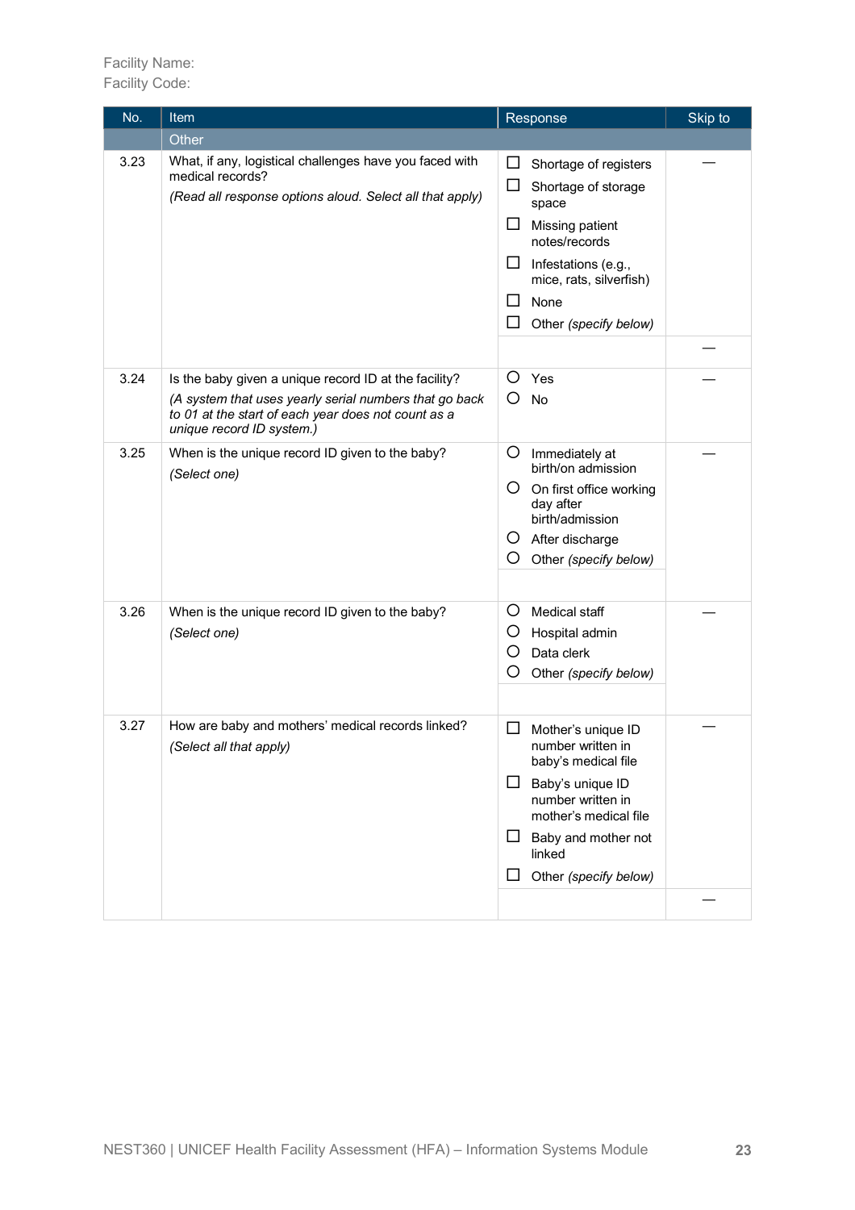Facility Name:
Facility Code:

| No. | Item | Response | Skip to |
|---|---|---|---|
| | Other | | |
| 3.23 | What, if any, logistical challenges have you faced with medical records?<br>*(Read all response options aloud. Select all that apply)* | ☐ Shortage of registers<br>☐ Shortage of storage space<br>☐ Missing patient notes/records<br>☐ Infestations (e.g., mice, rats, silverfish)<br>☐ None<br>☐ Other *(specify below)* | — |
| | | | — |
| 3.24 | Is the baby given a unique record ID at the facility?<br>*(A system that uses yearly serial numbers that go back to 01 at the start of each year does not count as a unique record ID system.)* | ○ Yes<br>○ No | — |
| 3.25 | When is the unique record ID given to the baby?<br>*(Select one)* | ○ Immediately at birth/on admission<br>○ On first office working day after birth/admission<br>○ After discharge<br>○ Other *(specify below)* | — |
| | | | |
| 3.26 | When is the unique record ID given to the baby?<br>*(Select one)* | ○ Medical staff<br>○ Hospital admin<br>○ Data clerk<br>○ Other *(specify below)* | — |
| | | | |
| 3.27 | How are baby and mothers' medical records linked?<br>*(Select all that apply)* | ☐ Mother's unique ID number written in baby's medical file<br>☐ Baby's unique ID number written in mother's medical file<br>☐ Baby and mother not linked<br>☐ Other *(specify below)* | — |
| | | | — |

NEST360 | UNICEF Health Facility Assessment (HFA) – Information Systems Module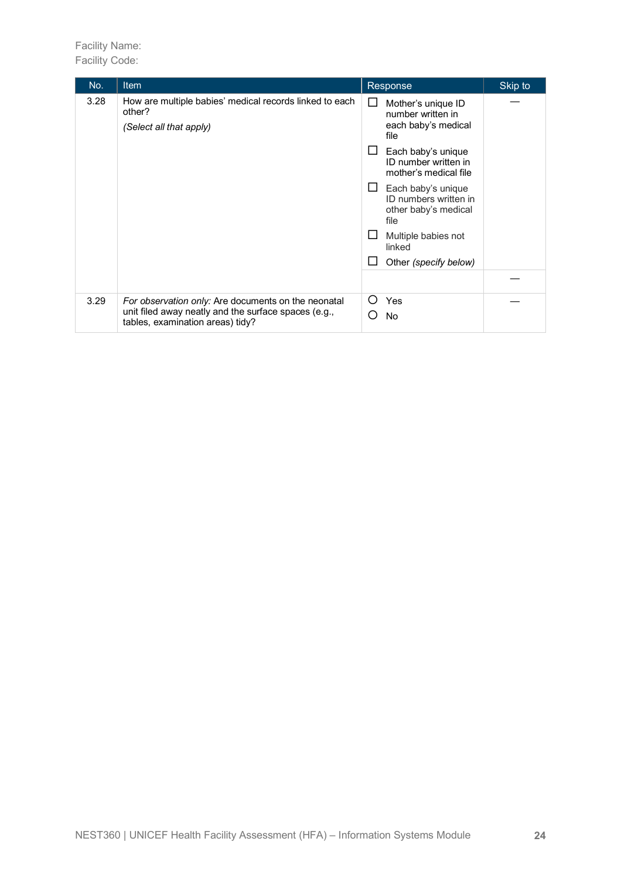Facility Name:
Facility Code:

| No. | Item | Response | Skip to |
|---|---|---|---|
| 3.28 | How are multiple babies' medical records linked to each other?<br>*(Select all that apply)* | ☐ Mother's unique ID number written in each baby's medical file<br>☐ Each baby's unique ID number written in mother's medical file<br>☐ Each baby's unique ID numbers written in other baby's medical file<br>☐ Multiple babies not linked<br>☐ Other *(specify below)* | — |
| | | | — |
| 3.29 | *For observation only:* Are documents on the neonatal unit filed away neatly and the surface spaces (e.g., tables, examination areas) tidy? | ○ Yes<br>○ No | — |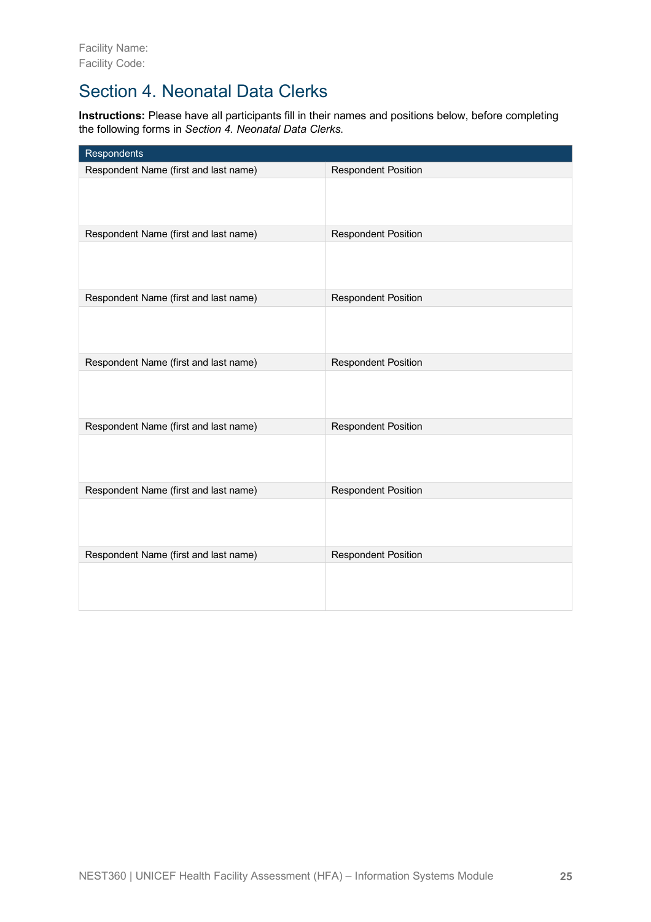Facility Name:
Facility Code:

## Section 4. Neonatal Data Clerks

**Instructions:** Please have all participants fill in their names and positions below, before completing the following forms in *Section 4. Neonatal Data Clerks*.

| Respondents | |
|---|---|
| Respondent Name (first and last name) | Respondent Position |
| | |
| Respondent Name (first and last name) | Respondent Position |
| | |
| Respondent Name (first and last name) | Respondent Position |
| | |
| Respondent Name (first and last name) | Respondent Position |
| | |
| Respondent Name (first and last name) | Respondent Position |
| | |
| Respondent Name (first and last name) | Respondent Position |
| | |
| Respondent Name (first and last name) | Respondent Position |
| | |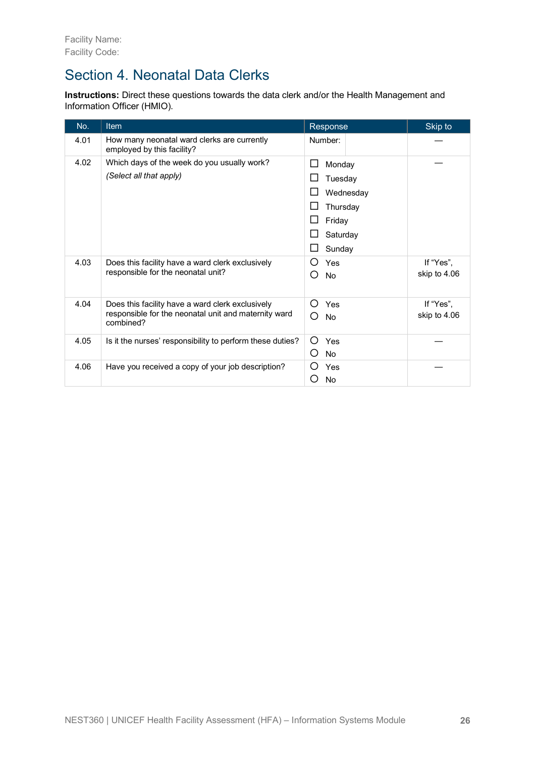Facility Name:
Facility Code:

# Section 4. Neonatal Data Clerks

**Instructions:** Direct these questions towards the data clerk and/or the Health Management and Information Officer (HMIO).

| No. | Item | Response | Skip to |
|---|---|---|---|
| 4.01 | How many neonatal ward clerks are currently employed by this facility? | Number: | — |
| 4.02 | Which days of the week do you usually work?<br>*(Select all that apply)* | ☐ Monday<br>☐ Tuesday<br>☐ Wednesday<br>☐ Thursday<br>☐ Friday<br>☐ Saturday<br>☐ Sunday | — |
| 4.03 | Does this facility have a ward clerk exclusively responsible for the neonatal unit? | ○ Yes<br>○ No | If "Yes", skip to 4.06 |
| 4.04 | Does this facility have a ward clerk exclusively responsible for the neonatal unit and maternity ward combined? | ○ Yes<br>○ No | If "Yes", skip to 4.06 |
| 4.05 | Is it the nurses' responsibility to perform these duties? | ○ Yes<br>○ No | — |
| 4.06 | Have you received a copy of your job description? | ○ Yes<br>○ No | — |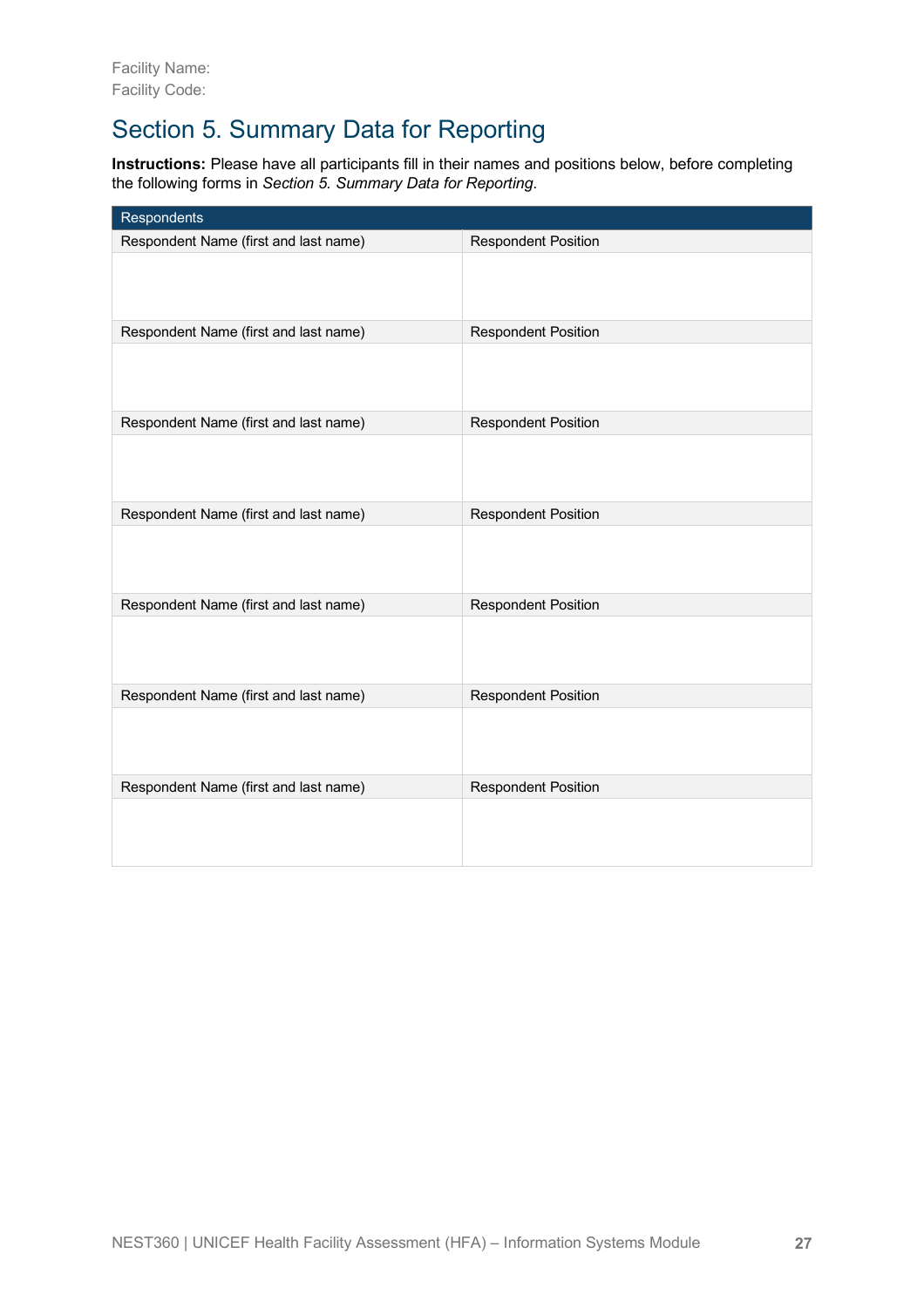Facility Name:
Facility Code:

# Section 5. Summary Data for Reporting

**Instructions:** Please have all participants fill in their names and positions below, before completing the following forms in *Section 5. Summary Data for Reporting*.

| Respondents | |
|---|---|
| Respondent Name (first and last name) | Respondent Position |
| | |
| Respondent Name (first and last name) | Respondent Position |
| | |
| Respondent Name (first and last name) | Respondent Position |
| | |
| Respondent Name (first and last name) | Respondent Position |
| | |
| Respondent Name (first and last name) | Respondent Position |
| | |
| Respondent Name (first and last name) | Respondent Position |
| | |
| Respondent Name (first and last name) | Respondent Position |
| | |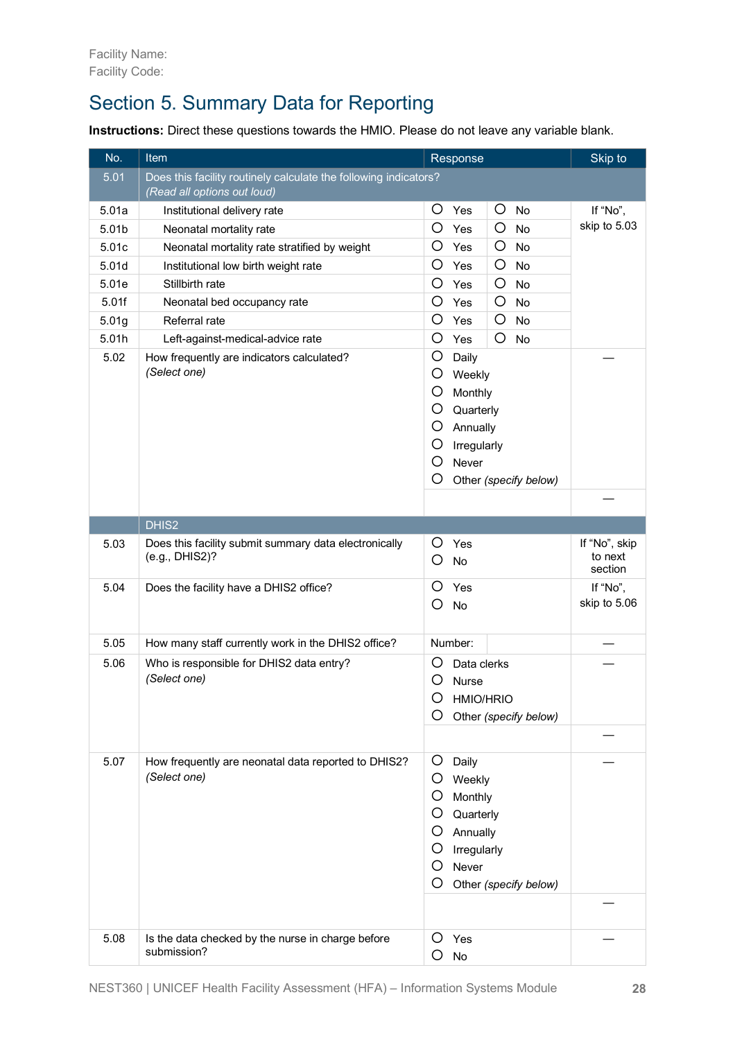Facility Name:
Facility Code:

# Section 5. Summary Data for Reporting

**Instructions:** Direct these questions towards the HMIO. Please do not leave any variable blank.

| No. | Item | Response | | Skip to |
|---|---|---|---|---|
| 5.01 | Does this facility routinely calculate the following indicators? *(Read all options out loud)* | | | |
| 5.01a | Institutional delivery rate | ○ Yes | ○ No | If "No", skip to 5.03 |
| 5.01b | Neonatal mortality rate | ○ Yes | ○ No | |
| 5.01c | Neonatal mortality rate stratified by weight | ○ Yes | ○ No | |
| 5.01d | Institutional low birth weight rate | ○ Yes | ○ No | |
| 5.01e | Stillbirth rate | ○ Yes | ○ No | |
| 5.01f | Neonatal bed occupancy rate | ○ Yes | ○ No | |
| 5.01g | Referral rate | ○ Yes | ○ No | |
| 5.01h | Left-against-medical-advice rate | ○ Yes | ○ No | |
| 5.02 | How frequently are indicators calculated? *(Select one)* | ○ Daily<br>○ Weekly<br>○ Monthly<br>○ Quarterly<br>○ Annually<br>○ Irregularly<br>○ Never<br>○ Other *(specify below)* | | — |
| | | | | — |
| | DHIS2 | | | |
| 5.03 | Does this facility submit summary data electronically (e.g., DHIS2)? | ○ Yes<br>○ No | | If "No", skip to next section |
| 5.04 | Does the facility have a DHIS2 office? | ○ Yes<br>○ No | | If "No", skip to 5.06 |
| 5.05 | How many staff currently work in the DHIS2 office? | Number: | | — |
| 5.06 | Who is responsible for DHIS2 data entry? *(Select one)* | ○ Data clerks<br>○ Nurse<br>○ HMIO/HRIO<br>○ Other *(specify below)* | | — |
| | | | | — |
| 5.07 | How frequently are neonatal data reported to DHIS2? *(Select one)* | ○ Daily<br>○ Weekly<br>○ Monthly<br>○ Quarterly<br>○ Annually<br>○ Irregularly<br>○ Never<br>○ Other *(specify below)* | | — |
| | | | | — |
| 5.08 | Is the data checked by the nurse in charge before submission? | ○ Yes<br>○ No | | — |

NEST360 | UNICEF Health Facility Assessment (HFA) – Information Systems Module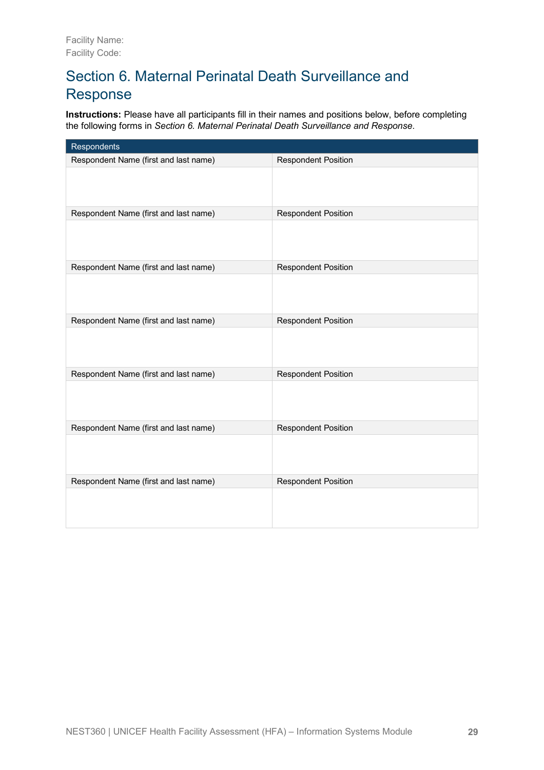Facility Name:
Facility Code:

# Section 6. Maternal Perinatal Death Surveillance and Response

**Instructions:** Please have all participants fill in their names and positions below, before completing the following forms in *Section 6. Maternal Perinatal Death Surveillance and Response*.

| Respondents | |
|---|---|
| Respondent Name (first and last name) | Respondent Position |
| | |
| Respondent Name (first and last name) | Respondent Position |
| | |
| Respondent Name (first and last name) | Respondent Position |
| | |
| Respondent Name (first and last name) | Respondent Position |
| | |
| Respondent Name (first and last name) | Respondent Position |
| | |
| Respondent Name (first and last name) | Respondent Position |
| | |
| Respondent Name (first and last name) | Respondent Position |
| | |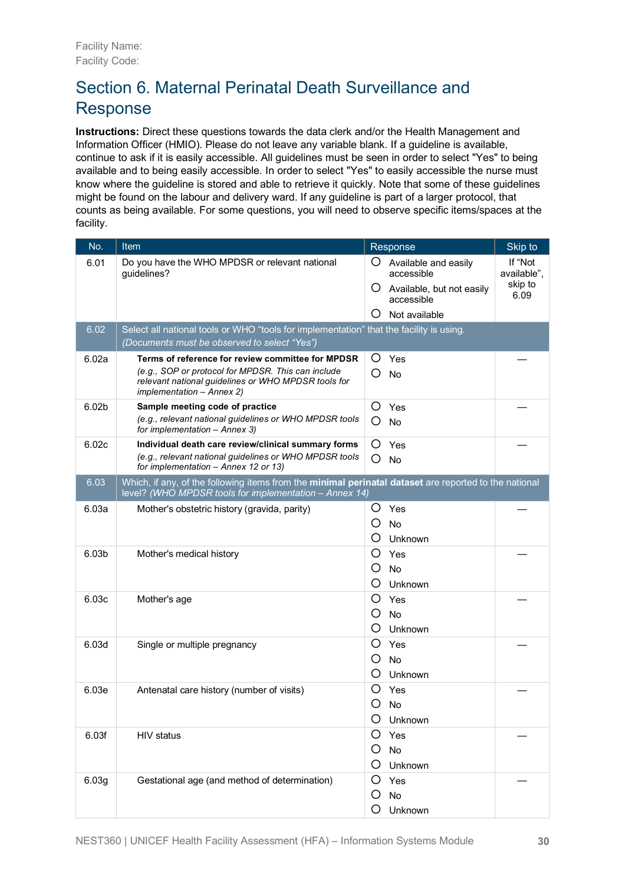Facility Name:
Facility Code:

# Section 6. Maternal Perinatal Death Surveillance and Response

**Instructions:** Direct these questions towards the data clerk and/or the Health Management and Information Officer (HMIO). Please do not leave any variable blank. If a guideline is available, continue to ask if it is easily accessible. All guidelines must be seen in order to select "Yes" to being available and to being easily accessible. In order to select "Yes" to easily accessible the nurse must know where the guideline is stored and able to retrieve it quickly. Note that some of these guidelines might be found on the labour and delivery ward. If any guideline is part of a larger protocol, that counts as being available. For some questions, you will need to observe specific items/spaces at the facility.

| No. | Item | Response | Skip to |
|---|---|---|---|
| 6.01 | Do you have the WHO MPDSR or relevant national guidelines? | ○ Available and easily accessible<br>○ Available, but not easily accessible<br>○ Not available | If "Not available", skip to 6.09 |
| 6.02 | Select all national tools or WHO "tools for implementation" that the facility is using.<br>*(Documents must be observed to select "Yes")* | | |
| 6.02a | **Terms of reference for review committee for MPDSR**<br>*(e.g., SOP or protocol for MPDSR. This can include relevant national guidelines or WHO MPDSR tools for implementation – Annex 2)* | ○ Yes<br>○ No | — |
| 6.02b | **Sample meeting code of practice**<br>*(e.g., relevant national guidelines or WHO MPDSR tools for implementation – Annex 3)* | ○ Yes<br>○ No | — |
| 6.02c | **Individual death care review/clinical summary forms**<br>*(e.g., relevant national guidelines or WHO MPDSR tools for implementation – Annex 12 or 13)* | ○ Yes<br>○ No | — |
| 6.03 | Which, if any, of the following items from the **minimal perinatal dataset** are reported to the national level? *(WHO MPDSR tools for implementation – Annex 14)* | | |
| 6.03a | Mother's obstetric history (gravida, parity) | ○ Yes<br>○ No<br>○ Unknown | — |
| 6.03b | Mother's medical history | ○ Yes<br>○ No<br>○ Unknown | — |
| 6.03c | Mother's age | ○ Yes<br>○ No<br>○ Unknown | — |
| 6.03d | Single or multiple pregnancy | ○ Yes<br>○ No<br>○ Unknown | — |
| 6.03e | Antenatal care history (number of visits) | ○ Yes<br>○ No<br>○ Unknown | — |
| 6.03f | HIV status | ○ Yes<br>○ No<br>○ Unknown | — |
| 6.03g | Gestational age (and method of determination) | ○ Yes<br>○ No<br>○ Unknown | — |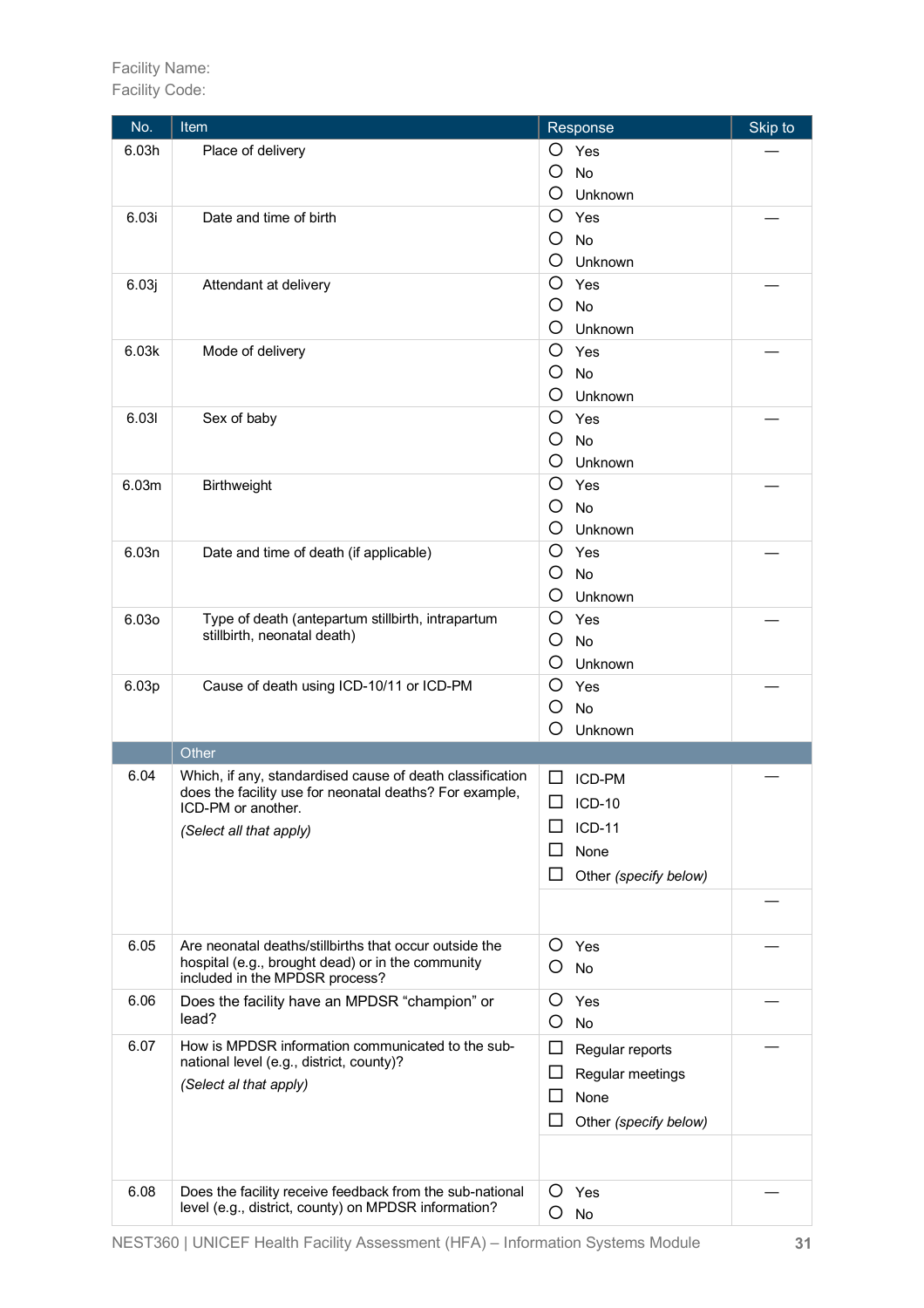Facility Name:
Facility Code:

| No. | Item | Response | Skip to |
|---|---|---|---|
| 6.03h | Place of delivery | ○ Yes<br>○ No<br>○ Unknown | — |
| 6.03i | Date and time of birth | ○ Yes<br>○ No<br>○ Unknown | — |
| 6.03j | Attendant at delivery | ○ Yes<br>○ No<br>○ Unknown | — |
| 6.03k | Mode of delivery | ○ Yes<br>○ No<br>○ Unknown | — |
| 6.03l | Sex of baby | ○ Yes<br>○ No<br>○ Unknown | — |
| 6.03m | Birthweight | ○ Yes<br>○ No<br>○ Unknown | — |
| 6.03n | Date and time of death (if applicable) | ○ Yes<br>○ No<br>○ Unknown | — |
| 6.03o | Type of death (antepartum stillbirth, intrapartum stillbirth, neonatal death) | ○ Yes<br>○ No<br>○ Unknown | — |
| 6.03p | Cause of death using ICD-10/11 or ICD-PM | ○ Yes<br>○ No<br>○ Unknown | — |
| | **Other** | | |
| 6.04 | Which, if any, standardised cause of death classification does the facility use for neonatal deaths? For example, ICD-PM or another.<br>*(Select all that apply)* | ☐ ICD-PM<br>☐ ICD-10<br>☐ ICD-11<br>☐ None<br>☐ Other *(specify below)* | — |
| | | | — |
| 6.05 | Are neonatal deaths/stillbirths that occur outside the hospital (e.g., brought dead) or in the community included in the MPDSR process? | ○ Yes<br>○ No | — |
| 6.06 | Does the facility have an MPDSR "champion" or lead? | ○ Yes<br>○ No | — |
| 6.07 | How is MPDSR information communicated to the sub-national level (e.g., district, county)?<br>*(Select al that apply)* | ☐ Regular reports<br>☐ Regular meetings<br>☐ None<br>☐ Other *(specify below)* | — |
| | | | |
| 6.08 | Does the facility receive feedback from the sub-national level (e.g., district, county) on MPDSR information? | ○ Yes<br>○ No | — |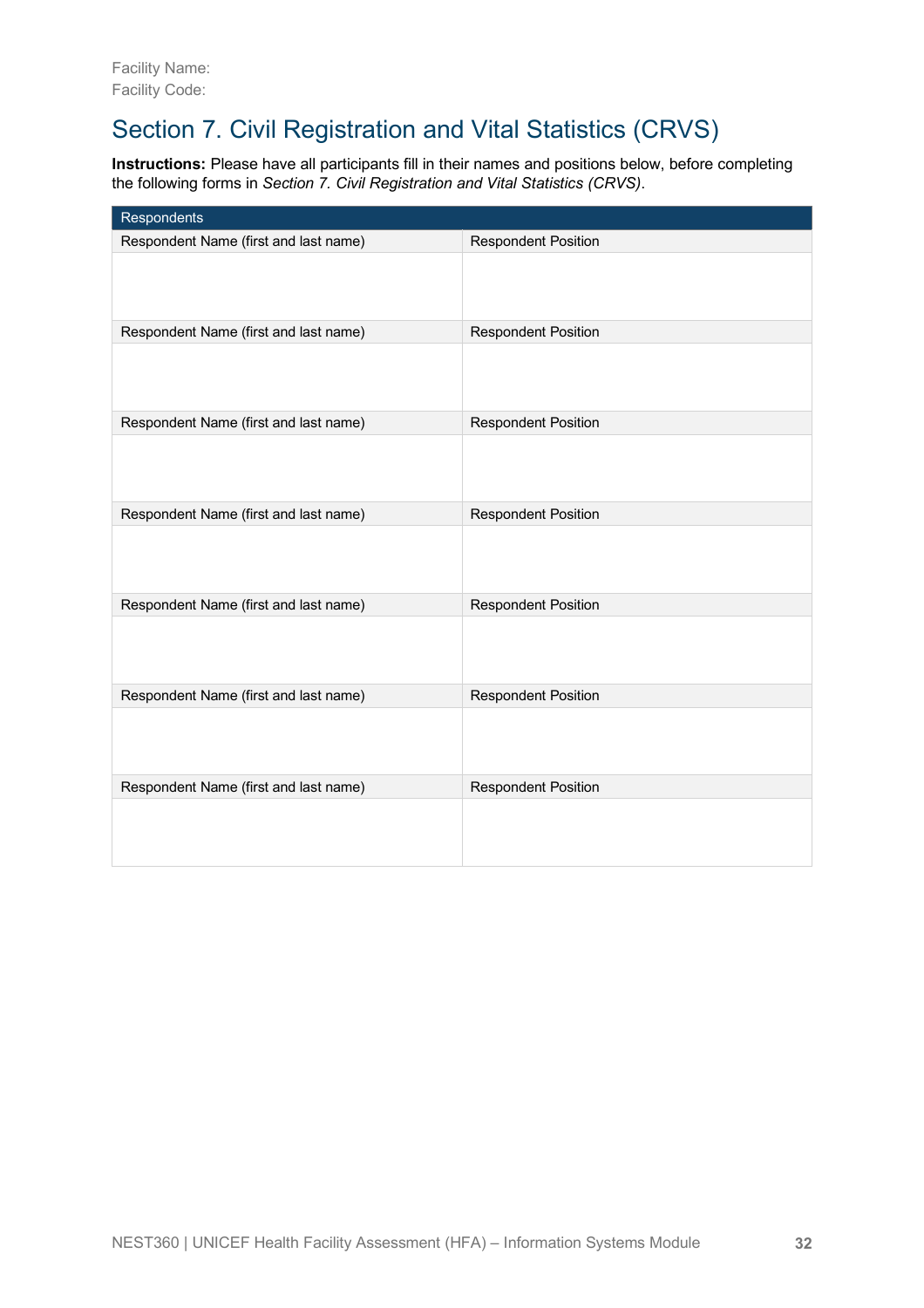Facility Name:
Facility Code:

# Section 7. Civil Registration and Vital Statistics (CRVS)

**Instructions:** Please have all participants fill in their names and positions below, before completing the following forms in *Section 7. Civil Registration and Vital Statistics (CRVS)*.

| Respondents | |
|---|---|
| Respondent Name (first and last name) | Respondent Position |
| | |
| Respondent Name (first and last name) | Respondent Position |
| | |
| Respondent Name (first and last name) | Respondent Position |
| | |
| Respondent Name (first and last name) | Respondent Position |
| | |
| Respondent Name (first and last name) | Respondent Position |
| | |
| Respondent Name (first and last name) | Respondent Position |
| | |
| Respondent Name (first and last name) | Respondent Position |
| | |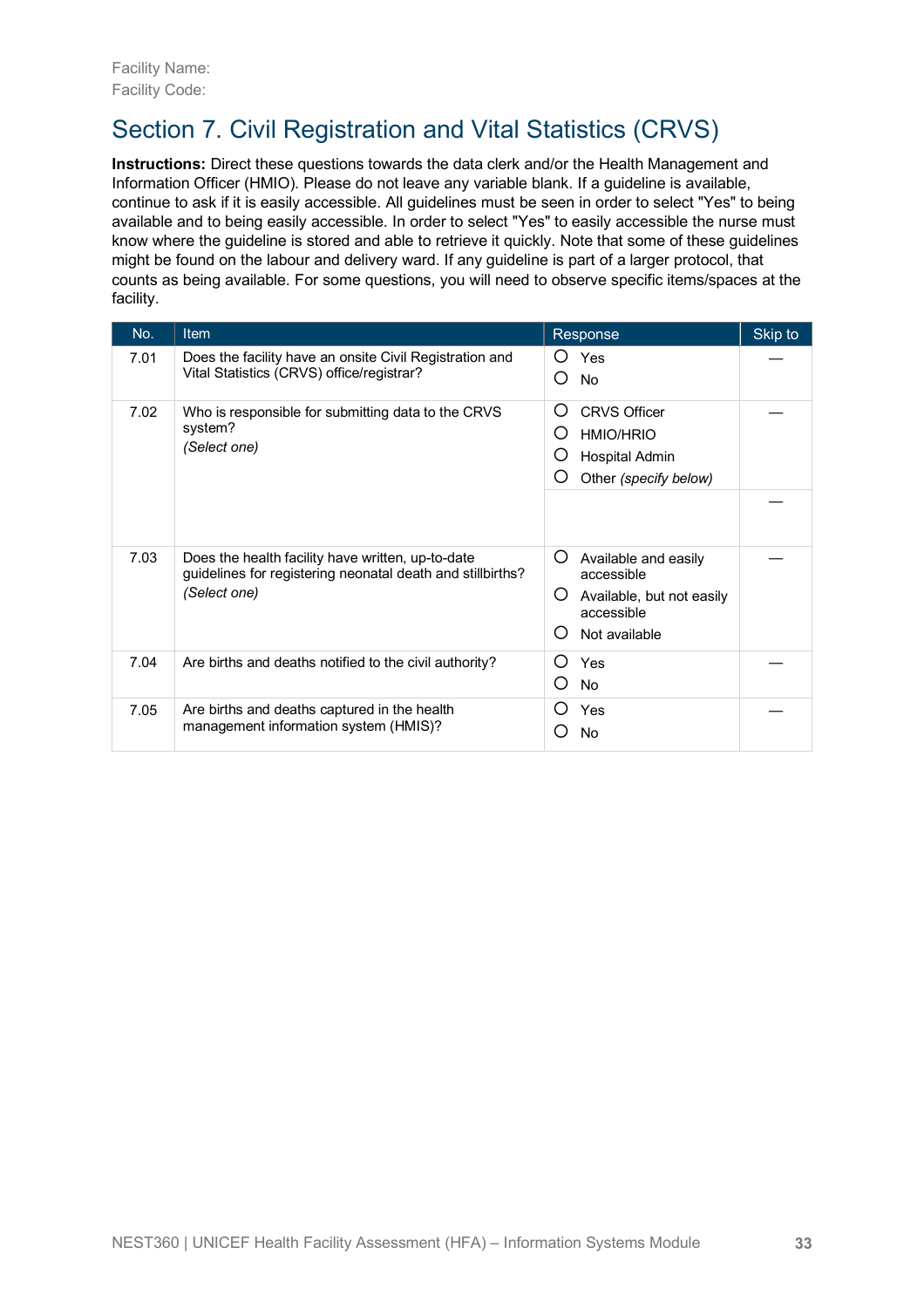Facility Name:
Facility Code:

# Section 7. Civil Registration and Vital Statistics (CRVS)

**Instructions:** Direct these questions towards the data clerk and/or the Health Management and Information Officer (HMIO). Please do not leave any variable blank. If a guideline is available, continue to ask if it is easily accessible. All guidelines must be seen in order to select "Yes" to being available and to being easily accessible. In order to select "Yes" to easily accessible the nurse must know where the guideline is stored and able to retrieve it quickly. Note that some of these guidelines might be found on the labour and delivery ward. If any guideline is part of a larger protocol, that counts as being available. For some questions, you will need to observe specific items/spaces at the facility.

| No. | Item | Response | Skip to |
|---|---|---|---|
| 7.01 | Does the facility have an onsite Civil Registration and Vital Statistics (CRVS) office/registrar? | ○ Yes<br>○ No | — |
| 7.02 | Who is responsible for submitting data to the CRVS system?<br>*(Select one)* | ○ CRVS Officer<br>○ HMIO/HRIO<br>○ Hospital Admin<br>○ Other *(specify below)* | — |
| | | | — |
| 7.03 | Does the health facility have written, up-to-date guidelines for registering neonatal death and stillbirths?<br>*(Select one)* | ○ Available and easily accessible<br>○ Available, but not easily accessible<br>○ Not available | — |
| 7.04 | Are births and deaths notified to the civil authority? | ○ Yes<br>○ No | — |
| 7.05 | Are births and deaths captured in the health management information system (HMIS)? | ○ Yes<br>○ No | — |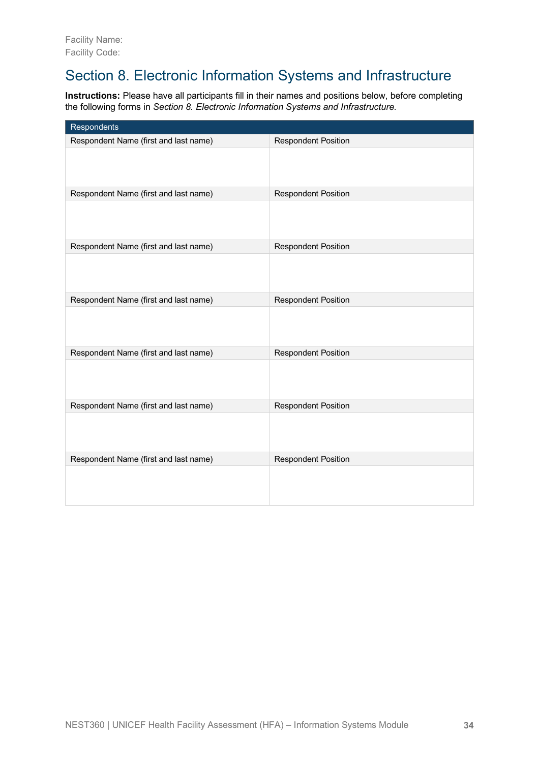Facility Name:
Facility Code:

# Section 8. Electronic Information Systems and Infrastructure

**Instructions:** Please have all participants fill in their names and positions below, before completing the following forms in *Section 8. Electronic Information Systems and Infrastructure.*

| Respondents | |
|---|---|
| Respondent Name (first and last name) | Respondent Position |
| | |
| Respondent Name (first and last name) | Respondent Position |
| | |
| Respondent Name (first and last name) | Respondent Position |
| | |
| Respondent Name (first and last name) | Respondent Position |
| | |
| Respondent Name (first and last name) | Respondent Position |
| | |
| Respondent Name (first and last name) | Respondent Position |
| | |
| Respondent Name (first and last name) | Respondent Position |
| | |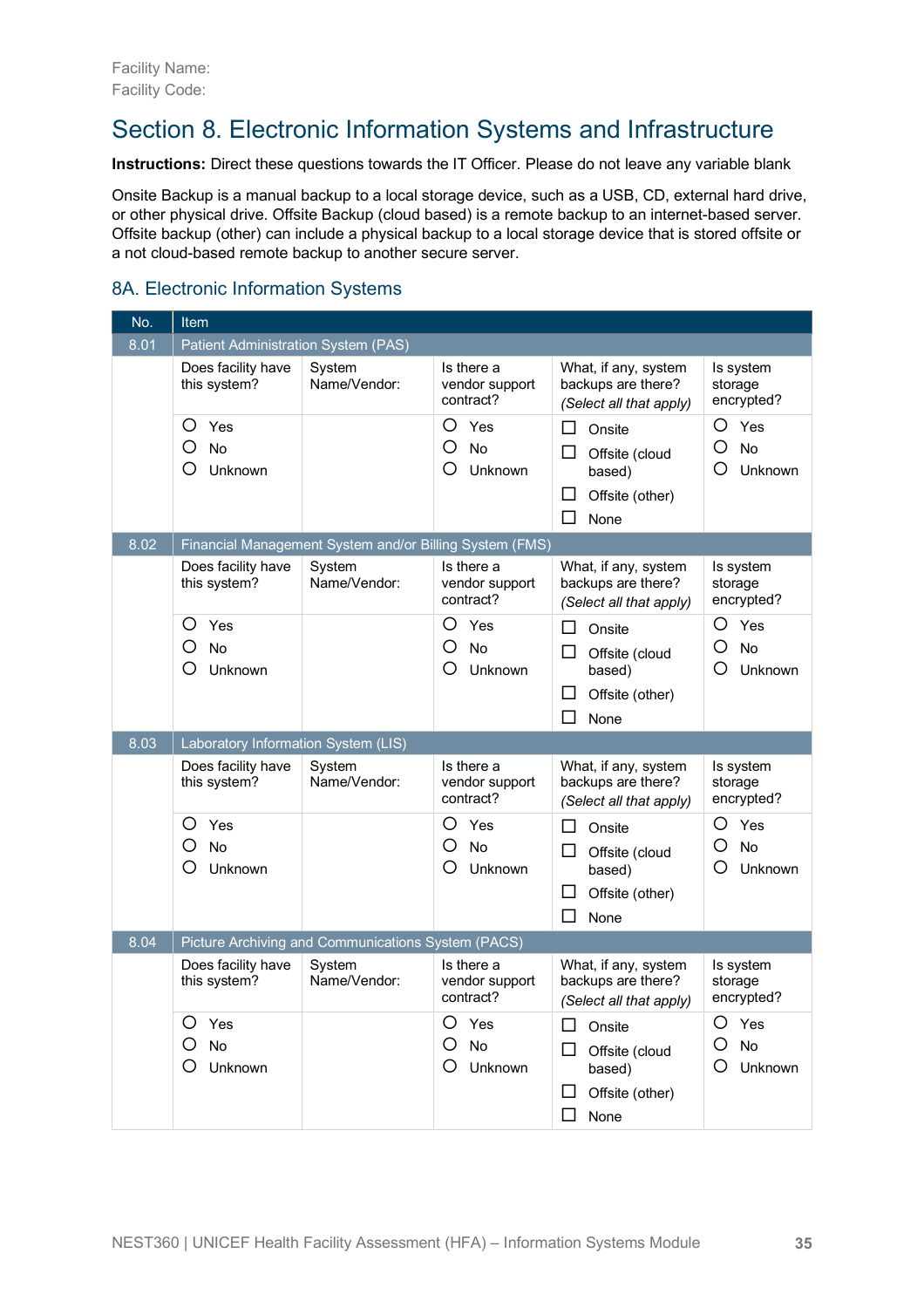Facility Name:
Facility Code:

# Section 8. Electronic Information Systems and Infrastructure

**Instructions:** Direct these questions towards the IT Officer. Please do not leave any variable blank

Onsite Backup is a manual backup to a local storage device, such as a USB, CD, external hard drive, or other physical drive. Offsite Backup (cloud based) is a remote backup to an internet-based server. Offsite backup (other) can include a physical backup to a local storage device that is stored offsite or a not cloud-based remote backup to another secure server.

## 8A. Electronic Information Systems

| No. | Item | | | | |
|---|---|---|---|---|---|
| 8.01 | Patient Administration System (PAS) | | | | |
| | Does facility have this system? | System Name/Vendor: | Is there a vendor support contract? | What, if any, system backups are there? *(Select all that apply)* | Is system storage encrypted? |
| | ○ Yes<br>○ No<br>○ Unknown | | ○ Yes<br>○ No<br>○ Unknown | ☐ Onsite<br>☐ Offsite (cloud based)<br>☐ Offsite (other)<br>☐ None | ○ Yes<br>○ No<br>○ Unknown |
| 8.02 | Financial Management System and/or Billing System (FMS) | | | | |
| | Does facility have this system? | System Name/Vendor: | Is there a vendor support contract? | What, if any, system backups are there? *(Select all that apply)* | Is system storage encrypted? |
| | ○ Yes<br>○ No<br>○ Unknown | | ○ Yes<br>○ No<br>○ Unknown | ☐ Onsite<br>☐ Offsite (cloud based)<br>☐ Offsite (other)<br>☐ None | ○ Yes<br>○ No<br>○ Unknown |
| 8.03 | Laboratory Information System (LIS) | | | | |
| | Does facility have this system? | System Name/Vendor: | Is there a vendor support contract? | What, if any, system backups are there? *(Select all that apply)* | Is system storage encrypted? |
| | ○ Yes<br>○ No<br>○ Unknown | | ○ Yes<br>○ No<br>○ Unknown | ☐ Onsite<br>☐ Offsite (cloud based)<br>☐ Offsite (other)<br>☐ None | ○ Yes<br>○ No<br>○ Unknown |
| 8.04 | Picture Archiving and Communications System (PACS) | | | | |
| | Does facility have this system? | System Name/Vendor: | Is there a vendor support contract? | What, if any, system backups are there? *(Select all that apply)* | Is system storage encrypted? |
| | ○ Yes<br>○ No<br>○ Unknown | | ○ Yes<br>○ No<br>○ Unknown | ☐ Onsite<br>☐ Offsite (cloud based)<br>☐ Offsite (other)<br>☐ None | ○ Yes<br>○ No<br>○ Unknown |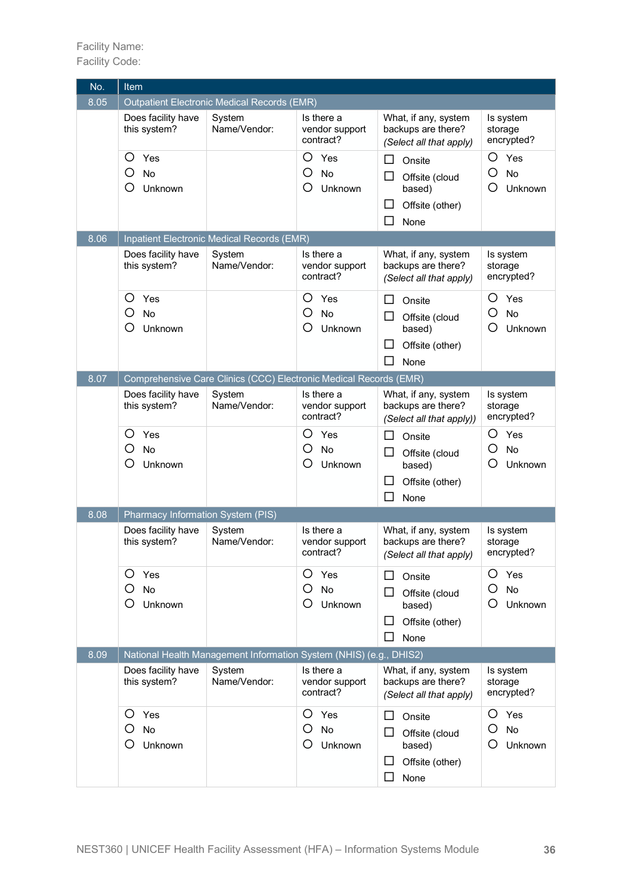Facility Name:
Facility Code:

| No. | Item | | | | |
|---|---|---|---|---|---|
| 8.05 | Outpatient Electronic Medical Records (EMR) | | | | |
| | Does facility have this system? | System Name/Vendor: | Is there a vendor support contract? | What, if any, system backups are there? *(Select all that apply)* | Is system storage encrypted? |
| | ○ Yes<br>○ No<br>○ Unknown | | ○ Yes<br>○ No<br>○ Unknown | ☐ Onsite<br>☐ Offsite (cloud based)<br>☐ Offsite (other)<br>☐ None | ○ Yes<br>○ No<br>○ Unknown |
| 8.06 | Inpatient Electronic Medical Records (EMR) | | | | |
| | Does facility have this system? | System Name/Vendor: | Is there a vendor support contract? | What, if any, system backups are there? *(Select all that apply)* | Is system storage encrypted? |
| | ○ Yes<br>○ No<br>○ Unknown | | ○ Yes<br>○ No<br>○ Unknown | ☐ Onsite<br>☐ Offsite (cloud based)<br>☐ Offsite (other)<br>☐ None | ○ Yes<br>○ No<br>○ Unknown |
| 8.07 | Comprehensive Care Clinics (CCC) Electronic Medical Records (EMR) | | | | |
| | Does facility have this system? | System Name/Vendor: | Is there a vendor support contract? | What, if any, system backups are there? *(Select all that apply))* | Is system storage encrypted? |
| | ○ Yes<br>○ No<br>○ Unknown | | ○ Yes<br>○ No<br>○ Unknown | ☐ Onsite<br>☐ Offsite (cloud based)<br>☐ Offsite (other)<br>☐ None | ○ Yes<br>○ No<br>○ Unknown |
| 8.08 | Pharmacy Information System (PIS) | | | | |
| | Does facility have this system? | System Name/Vendor: | Is there a vendor support contract? | What, if any, system backups are there? *(Select all that apply)* | Is system storage encrypted? |
| | ○ Yes<br>○ No<br>○ Unknown | | ○ Yes<br>○ No<br>○ Unknown | ☐ Onsite<br>☐ Offsite (cloud based)<br>☐ Offsite (other)<br>☐ None | ○ Yes<br>○ No<br>○ Unknown |
| 8.09 | National Health Management Information System (NHIS) (e.g., DHIS2) | | | | |
| | Does facility have this system? | System Name/Vendor: | Is there a vendor support contract? | What, if any, system backups are there? *(Select all that apply)* | Is system storage encrypted? |
| | ○ Yes<br>○ No<br>○ Unknown | | ○ Yes<br>○ No<br>○ Unknown | ☐ Onsite<br>☐ Offsite (cloud based)<br>☐ Offsite (other)<br>☐ None | ○ Yes<br>○ No<br>○ Unknown |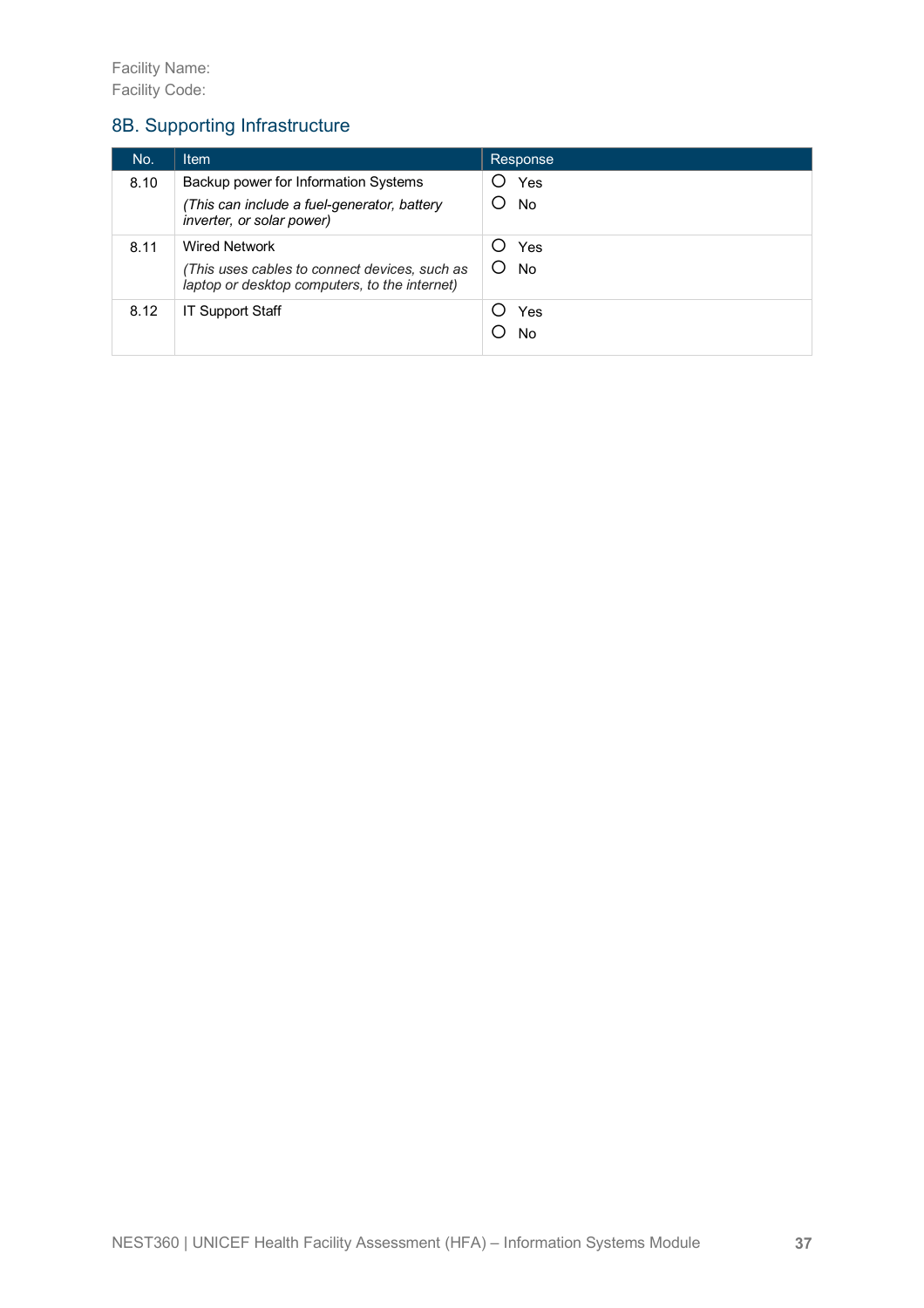Facility Name:
Facility Code:

## 8B. Supporting Infrastructure

| No. | Item | Response |
|---|---|---|
| 8.10 | Backup power for Information Systems<br>*(This can include a fuel-generator, battery inverter, or solar power)* | ○ Yes<br>○ No |
| 8.11 | Wired Network<br>*(This uses cables to connect devices, such as laptop or desktop computers, to the internet)* | ○ Yes<br>○ No |
| 8.12 | IT Support Staff | ○ Yes<br>○ No |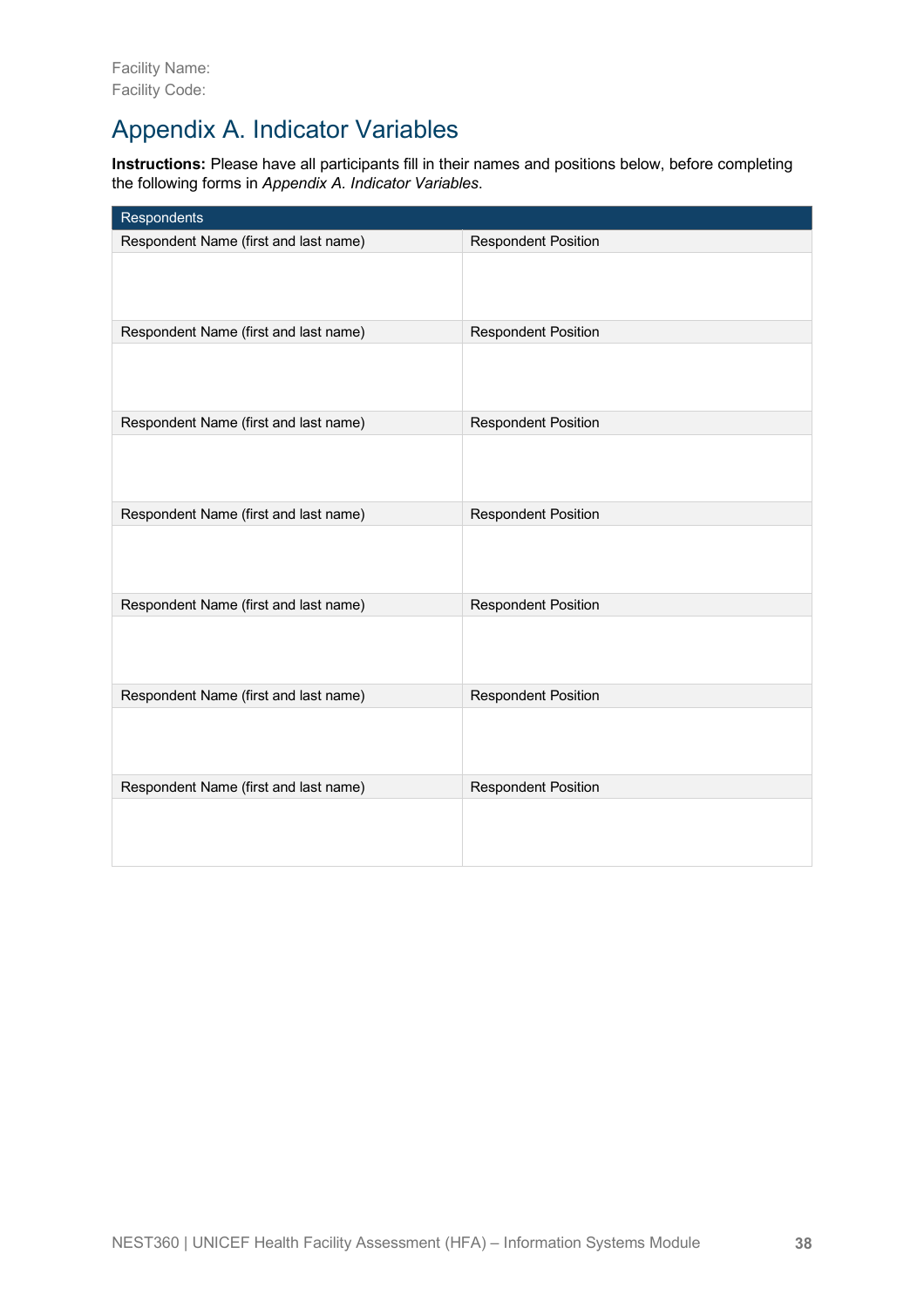Facility Name:
Facility Code:

# Appendix A. Indicator Variables

**Instructions:** Please have all participants fill in their names and positions below, before completing the following forms in *Appendix A. Indicator Variables*.

| Respondents | |
|---|---|
| Respondent Name (first and last name) | Respondent Position |
| | |
| Respondent Name (first and last name) | Respondent Position |
| | |
| Respondent Name (first and last name) | Respondent Position |
| | |
| Respondent Name (first and last name) | Respondent Position |
| | |
| Respondent Name (first and last name) | Respondent Position |
| | |
| Respondent Name (first and last name) | Respondent Position |
| | |
| Respondent Name (first and last name) | Respondent Position |
| | |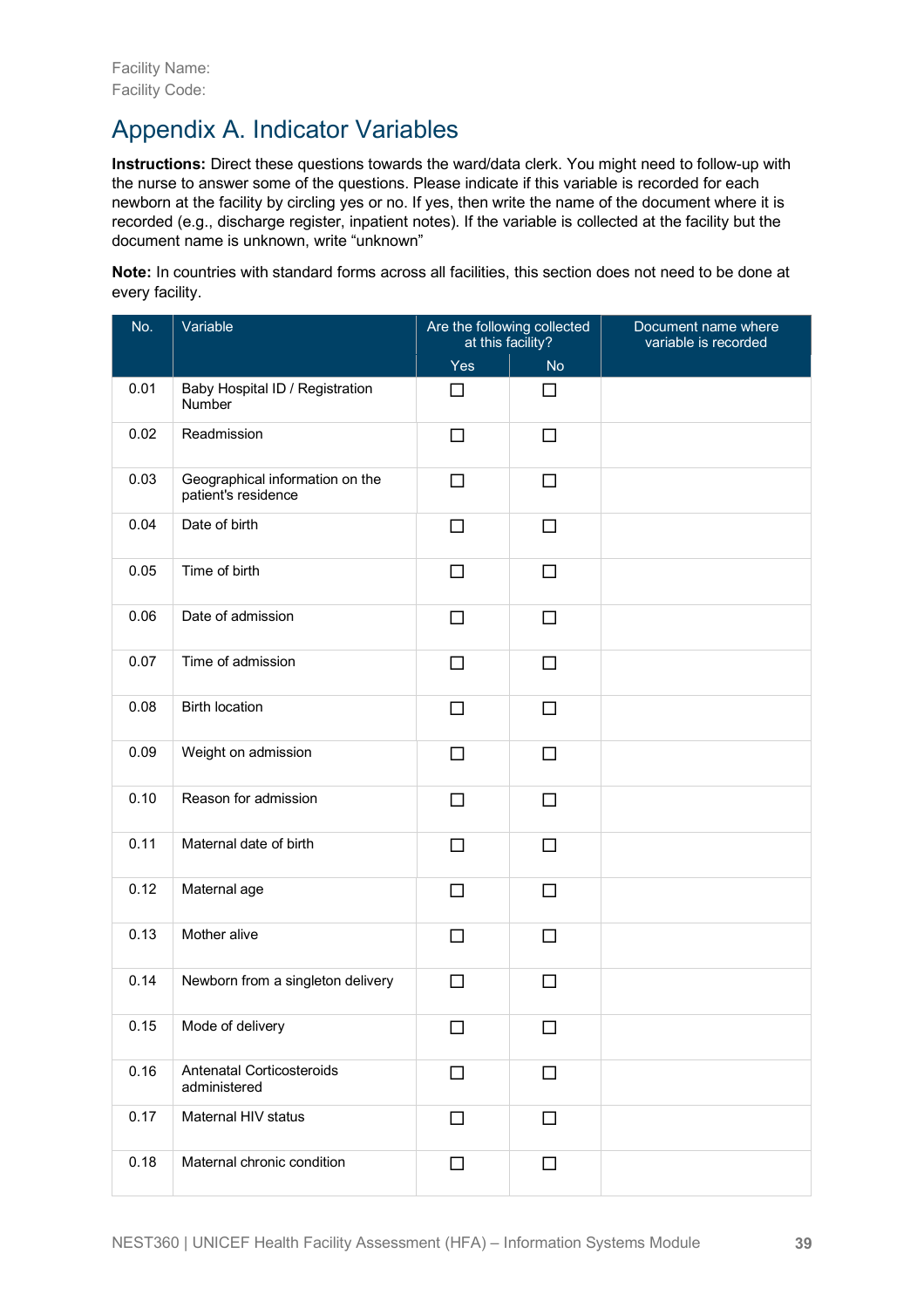Facility Name:
Facility Code:

# Appendix A. Indicator Variables

**Instructions:** Direct these questions towards the ward/data clerk. You might need to follow-up with the nurse to answer some of the questions. Please indicate if this variable is recorded for each newborn at the facility by circling yes or no. If yes, then write the name of the document where it is recorded (e.g., discharge register, inpatient notes). If the variable is collected at the facility but the document name is unknown, write "unknown"

**Note:** In countries with standard forms across all facilities, this section does not need to be done at every facility.

| No. | Variable | Are the following collected at this facility? | | Document name where variable is recorded |
|---|---|---|---|---|
| | | Yes | No | |
| 0.01 | Baby Hospital ID / Registration Number | ☐ | ☐ | |
| 0.02 | Readmission | ☐ | ☐ | |
| 0.03 | Geographical information on the patient's residence | ☐ | ☐ | |
| 0.04 | Date of birth | ☐ | ☐ | |
| 0.05 | Time of birth | ☐ | ☐ | |
| 0.06 | Date of admission | ☐ | ☐ | |
| 0.07 | Time of admission | ☐ | ☐ | |
| 0.08 | Birth location | ☐ | ☐ | |
| 0.09 | Weight on admission | ☐ | ☐ | |
| 0.10 | Reason for admission | ☐ | ☐ | |
| 0.11 | Maternal date of birth | ☐ | ☐ | |
| 0.12 | Maternal age | ☐ | ☐ | |
| 0.13 | Mother alive | ☐ | ☐ | |
| 0.14 | Newborn from a singleton delivery | ☐ | ☐ | |
| 0.15 | Mode of delivery | ☐ | ☐ | |
| 0.16 | Antenatal Corticosteroids administered | ☐ | ☐ | |
| 0.17 | Maternal HIV status | ☐ | ☐ | |
| 0.18 | Maternal chronic condition | ☐ | ☐ | |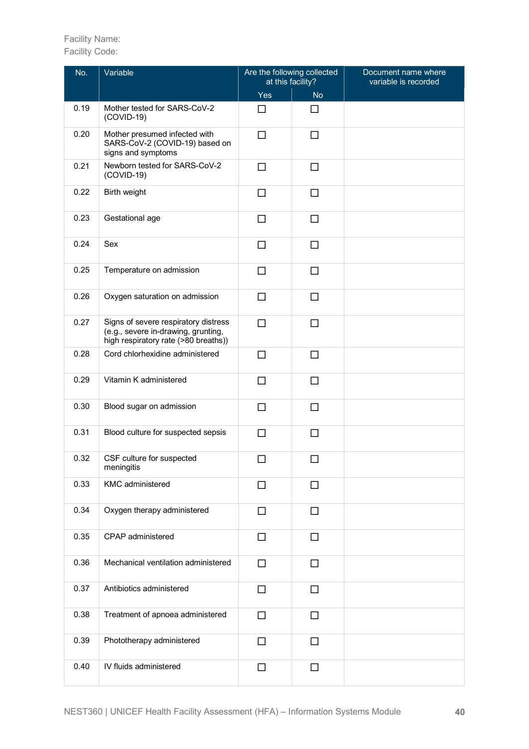Facility Name:
Facility Code:

| No. | Variable | Are the following collected at this facility? | | Document name where variable is recorded |
|---|---|---|---|---|
| | | Yes | No | |
| 0.19 | Mother tested for SARS-CoV-2 (COVID-19) | ☐ | ☐ | |
| 0.20 | Mother presumed infected with SARS-CoV-2 (COVID-19) based on signs and symptoms | ☐ | ☐ | |
| 0.21 | Newborn tested for SARS-CoV-2 (COVID-19) | ☐ | ☐ | |
| 0.22 | Birth weight | ☐ | ☐ | |
| 0.23 | Gestational age | ☐ | ☐ | |
| 0.24 | Sex | ☐ | ☐ | |
| 0.25 | Temperature on admission | ☐ | ☐ | |
| 0.26 | Oxygen saturation on admission | ☐ | ☐ | |
| 0.27 | Signs of severe respiratory distress (e.g., severe in-drawing, grunting, high respiratory rate (>80 breaths)) | ☐ | ☐ | |
| 0.28 | Cord chlorhexidine administered | ☐ | ☐ | |
| 0.29 | Vitamin K administered | ☐ | ☐ | |
| 0.30 | Blood sugar on admission | ☐ | ☐ | |
| 0.31 | Blood culture for suspected sepsis | ☐ | ☐ | |
| 0.32 | CSF culture for suspected meningitis | ☐ | ☐ | |
| 0.33 | KMC administered | ☐ | ☐ | |
| 0.34 | Oxygen therapy administered | ☐ | ☐ | |
| 0.35 | CPAP administered | ☐ | ☐ | |
| 0.36 | Mechanical ventilation administered | ☐ | ☐ | |
| 0.37 | Antibiotics administered | ☐ | ☐ | |
| 0.38 | Treatment of apnoea administered | ☐ | ☐ | |
| 0.39 | Phototherapy administered | ☐ | ☐ | |
| 0.40 | IV fluids administered | ☐ | ☐ | |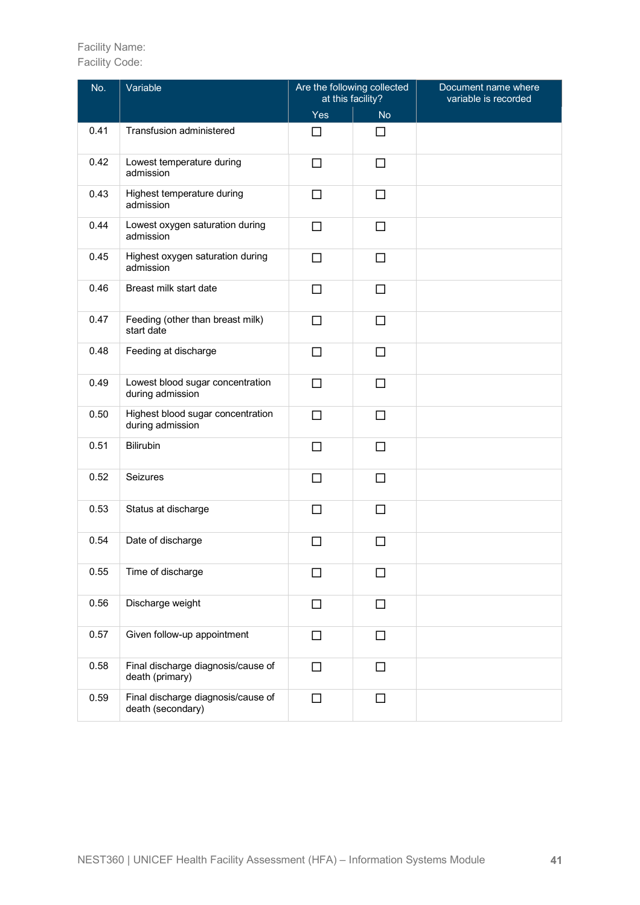Facility Name:
Facility Code:

| No. | Variable | Are the following collected at this facility? | | Document name where variable is recorded |
|---|---|---|---|---|
| | | Yes | No | |
| 0.41 | Transfusion administered | ☐ | ☐ | |
| 0.42 | Lowest temperature during admission | ☐ | ☐ | |
| 0.43 | Highest temperature during admission | ☐ | ☐ | |
| 0.44 | Lowest oxygen saturation during admission | ☐ | ☐ | |
| 0.45 | Highest oxygen saturation during admission | ☐ | ☐ | |
| 0.46 | Breast milk start date | ☐ | ☐ | |
| 0.47 | Feeding (other than breast milk) start date | ☐ | ☐ | |
| 0.48 | Feeding at discharge | ☐ | ☐ | |
| 0.49 | Lowest blood sugar concentration during admission | ☐ | ☐ | |
| 0.50 | Highest blood sugar concentration during admission | ☐ | ☐ | |
| 0.51 | Bilirubin | ☐ | ☐ | |
| 0.52 | Seizures | ☐ | ☐ | |
| 0.53 | Status at discharge | ☐ | ☐ | |
| 0.54 | Date of discharge | ☐ | ☐ | |
| 0.55 | Time of discharge | ☐ | ☐ | |
| 0.56 | Discharge weight | ☐ | ☐ | |
| 0.57 | Given follow-up appointment | ☐ | ☐ | |
| 0.58 | Final discharge diagnosis/cause of death (primary) | ☐ | ☐ | |
| 0.59 | Final discharge diagnosis/cause of death (secondary) | ☐ | ☐ | |